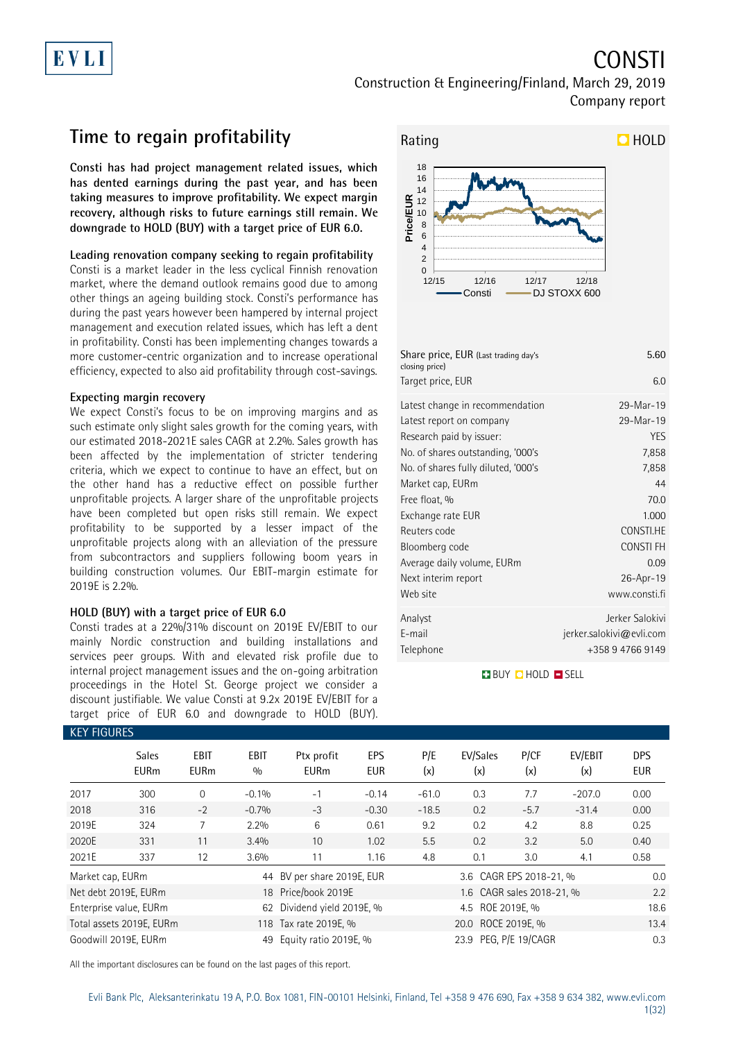EVLI

# CONSTI

Construction & Engineering/Finland, March 29, 2019
Company report

## Time to regain profitability

**Consti has had project management related issues, which has dented earnings during the past year, and has been taking measures to improve profitability. We expect margin recovery, although risks to future earnings still remain. We downgrade to HOLD (BUY) with a target price of EUR 6.0.**

### Leading renovation company seeking to regain profitability

Consti is a market leader in the less cyclical Finnish renovation market, where the demand outlook remains good due to among other things an ageing building stock. Consti's performance has during the past years however been hampered by internal project management and execution related issues, which has left a dent in profitability. Consti has been implementing changes towards a more customer-centric organization and to increase operational efficiency, expected to also aid profitability through cost-savings.

### Expecting margin recovery

We expect Consti's focus to be on improving margins and as such estimate only slight sales growth for the coming years, with our estimated 2018-2021E sales CAGR at 2.2%. Sales growth has been affected by the implementation of stricter tendering criteria, which we expect to continue to have an effect, but on the other hand has a reductive effect on possible further unprofitable projects. A larger share of the unprofitable projects have been completed but open risks still remain. We expect profitability to be supported by a lesser impact of the unprofitable projects along with an alleviation of the pressure from subcontractors and suppliers following boom years in building construction volumes. Our EBIT-margin estimate for 2019E is 2.2%.

### HOLD (BUY) with a target price of EUR 6.0

Consti trades at a 22%/31% discount on 2019E EV/EBIT to our mainly Nordic construction and building installations and services peer groups. With and elevated risk profile due to internal project management issues and the on-going arbitration proceedings in the Hotel St. George project we consider a discount justifiable. We value Consti at 9.2x 2019E EV/EBIT for a target price of EUR 6.0 and downgrade to HOLD (BUY).

**Rating: HOLD**

| | |
|---|---|
| Share price, EUR (Last trading day's closing price) | 5.60 |
| Target price, EUR | 6.0 |
| Latest change in recommendation | 29-Mar-19 |
| Latest report on company | 29-Mar-19 |
| Research paid by issuer: | YES |
| No. of shares outstanding, '000's | 7,858 |
| No. of shares fully diluted, '000's | 7,858 |
| Market cap, EURm | 44 |
| Free float, % | 70.0 |
| Exchange rate EUR | 1.000 |
| Reuters code | CONSTI.HE |
| Bloomberg code | CONSTI FH |
| Average daily volume, EURm | 0.09 |
| Next interim report | 26-Apr-19 |
| Web site | www.consti.fi |
| Analyst | Jerker Salokivi |
| E-mail | jerker.salokivi@evli.com |
| Telephone | +358 9 4766 9149 |

BUY HOLD SELL

### KEY FIGURES

| | Sales EURm | EBIT EURm | EBIT % | Ptx profit EURm | EPS EUR | P/E (x) | EV/Sales (x) | P/CF (x) | EV/EBIT (x) | DPS EUR |
|---|---|---|---|---|---|---|---|---|---|---|
| 2017 | 300 | 0 | -0.1% | -1 | -0.14 | -61.0 | 0.3 | 7.7 | -207.0 | 0.00 |
| 2018 | 316 | -2 | -0.7% | -3 | -0.30 | -18.5 | 0.2 | -5.7 | -31.4 | 0.00 |
| 2019E | 324 | 7 | 2.2% | 6 | 0.61 | 9.2 | 0.2 | 4.2 | 8.8 | 0.25 |
| 2020E | 331 | 11 | 3.4% | 10 | 1.02 | 5.5 | 0.2 | 3.2 | 5.0 | 0.40 |
| 2021E | 337 | 12 | 3.6% | 11 | 1.16 | 4.8 | 0.1 | 3.0 | 4.1 | 0.58 |

| | | | | | |
|---|---|---|---|---|---|
| Market cap, EURm | 44 | BV per share 2019E, EUR | 3.6 | CAGR EPS 2018-21, % | 0.0 |
| Net debt 2019E, EURm | 18 | Price/book 2019E | 1.6 | CAGR sales 2018-21, % | 2.2 |
| Enterprise value, EURm | 62 | Dividend yield 2019E, % | 4.5 | ROE 2019E, % | 18.6 |
| Total assets 2019E, EURm | 118 | Tax rate 2019E, % | 20.0 | ROCE 2019E, % | 13.4 |
| Goodwill 2019E, EURm | 49 | Equity ratio 2019E, % | 23.9 | PEG, P/E 19/CAGR | 0.3 |

All the important disclosures can be found on the last pages of this report.

Evli Bank Plc, Aleksanterinkatu 19 A, P.O. Box 1081, FIN-00101 Helsinki, Finland, Tel +358 9 476 690, Fax +358 9 634 382, www.evli.com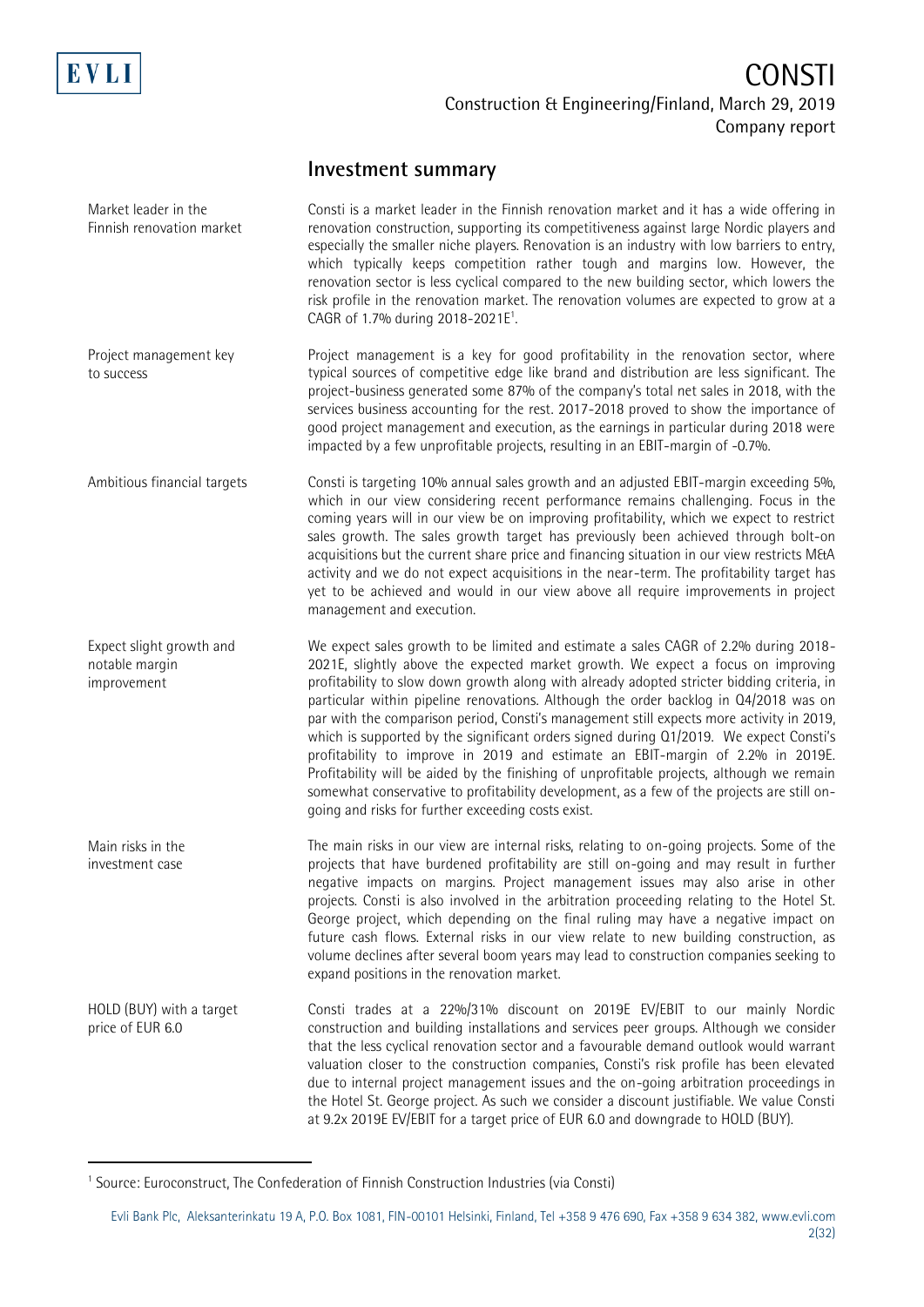## Investment summary

**Market leader in the Finnish renovation market**

Consti is a market leader in the Finnish renovation market and it has a wide offering in renovation construction, supporting its competitiveness against large Nordic players and especially the smaller niche players. Renovation is an industry with low barriers to entry, which typically keeps competition rather tough and margins low. However, the renovation sector is less cyclical compared to the new building sector, which lowers the risk profile in the renovation market. The renovation volumes are expected to grow at a CAGR of 1.7% during 2018-2021E[1].

**Project management key to success**

Project management is a key for good profitability in the renovation sector, where typical sources of competitive edge like brand and distribution are less significant. The project-business generated some 87% of the company's total net sales in 2018, with the services business accounting for the rest. 2017-2018 proved to show the importance of good project management and execution, as the earnings in particular during 2018 were impacted by a few unprofitable projects, resulting in an EBIT-margin of -0.7%.

**Ambitious financial targets**

Consti is targeting 10% annual sales growth and an adjusted EBIT-margin exceeding 5%, which in our view considering recent performance remains challenging. Focus in the coming years will in our view be on improving profitability, which we expect to restrict sales growth. The sales growth target has previously been achieved through bolt-on acquisitions but the current share price and financing situation in our view restricts M&A activity and we do not expect acquisitions in the near-term. The profitability target has yet to be achieved and would in our view above all require improvements in project management and execution.

**Expect slight growth and notable margin improvement**

We expect sales growth to be limited and estimate a sales CAGR of 2.2% during 2018-2021E, slightly above the expected market growth. We expect a focus on improving profitability to slow down growth along with already adopted stricter bidding criteria, in particular within pipeline renovations. Although the order backlog in Q4/2018 was on par with the comparison period, Consti's management still expects more activity in 2019, which is supported by the significant orders signed during Q1/2019. We expect Consti's profitability to improve in 2019 and estimate an EBIT-margin of 2.2% in 2019E. Profitability will be aided by the finishing of unprofitable projects, although we remain somewhat conservative to profitability development, as a few of the projects are still on-going and risks for further exceeding costs exist.

**Main risks in the investment case**

The main risks in our view are internal risks, relating to on-going projects. Some of the projects that have burdened profitability are still on-going and may result in further negative impacts on margins. Project management issues may also arise in other projects. Consti is also involved in the arbitration proceeding relating to the Hotel St. George project, which depending on the final ruling may have a negative impact on future cash flows. External risks in our view relate to new building construction, as volume declines after several boom years may lead to construction companies seeking to expand positions in the renovation market.

**HOLD (BUY) with a target price of EUR 6.0**

Consti trades at a 22%/31% discount on 2019E EV/EBIT to our mainly Nordic construction and building installations and services peer groups. Although we consider that the less cyclical renovation sector and a favourable demand outlook would warrant valuation closer to the construction companies, Consti's risk profile has been elevated due to internal project management issues and the on-going arbitration proceedings in the Hotel St. George project. As such we consider a discount justifiable. We value Consti at 9.2x 2019E EV/EBIT for a target price of EUR 6.0 and downgrade to HOLD (BUY).

[1] Source: Euroconstruct, The Confederation of Finnish Construction Industries (via Consti)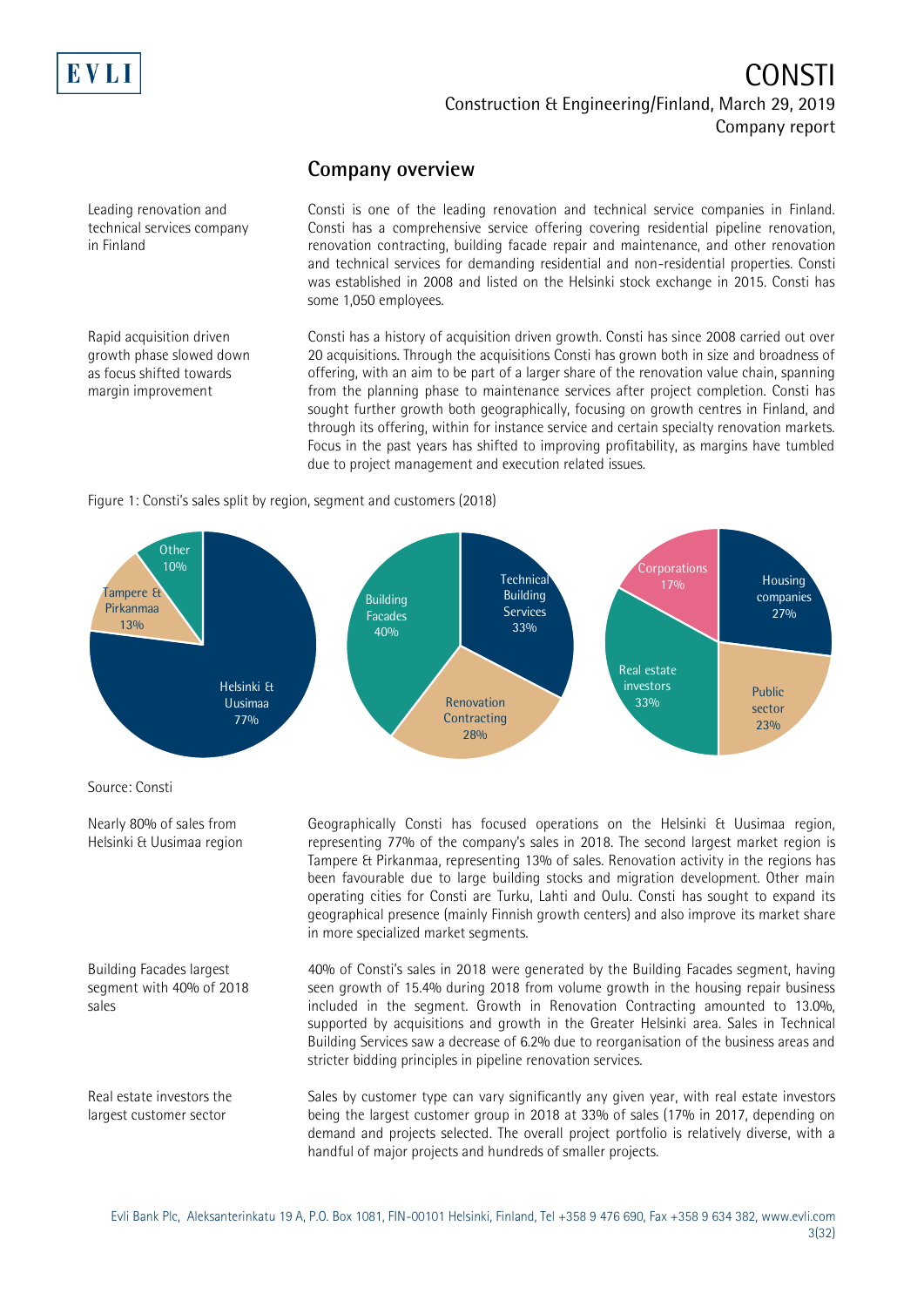## Company overview

Leading renovation and technical services company in Finland

Consti is one of the leading renovation and technical service companies in Finland. Consti has a comprehensive service offering covering residential pipeline renovation, renovation contracting, building facade repair and maintenance, and other renovation and technical services for demanding residential and non-residential properties. Consti was established in 2008 and listed on the Helsinki stock exchange in 2015. Consti has some 1,050 employees.

Rapid acquisition driven growth phase slowed down as focus shifted towards margin improvement

Consti has a history of acquisition driven growth. Consti has since 2008 carried out over 20 acquisitions. Through the acquisitions Consti has grown both in size and broadness of offering, with an aim to be part of a larger share of the renovation value chain, spanning from the planning phase to maintenance services after project completion. Consti has sought further growth both geographically, focusing on growth centres in Finland, and through its offering, within for instance service and certain specialty renovation markets. Focus in the past years has shifted to improving profitability, as margins have tumbled due to project management and execution related issues.

Figure 1: Consti's sales split by region, segment and customers (2018)

| Region | Share |
|---|---|
| Helsinki & Uusimaa | 77% |
| Tampere & Pirkanmaa | 13% |
| Other | 10% |

| Segment | Share |
|---|---|
| Building Facades | 40% |
| Technical Building Services | 33% |
| Renovation Contracting | 28% |

| Customers | Share |
|---|---|
| Real estate investors | 33% |
| Housing companies | 27% |
| Public sector | 23% |
| Corporations | 17% |

Source: Consti

Nearly 80% of sales from Helsinki & Uusimaa region

Geographically Consti has focused operations on the Helsinki & Uusimaa region, representing 77% of the company's sales in 2018. The second largest market region is Tampere & Pirkanmaa, representing 13% of sales. Renovation activity in the regions has been favourable due to large building stocks and migration development. Other main operating cities for Consti are Turku, Lahti and Oulu. Consti has sought to expand its geographical presence (mainly Finnish growth centers) and also improve its market share in more specialized market segments.

Building Facades largest segment with 40% of 2018 sales

40% of Consti's sales in 2018 were generated by the Building Facades segment, having seen growth of 15.4% during 2018 from volume growth in the housing repair business included in the segment. Growth in Renovation Contracting amounted to 13.0%, supported by acquisitions and growth in the Greater Helsinki area. Sales in Technical Building Services saw a decrease of 6.2% due to reorganisation of the business areas and stricter bidding principles in pipeline renovation services.

Real estate investors the largest customer sector

Sales by customer type can vary significantly any given year, with real estate investors being the largest customer group in 2018 at 33% of sales (17% in 2017, depending on demand and projects selected. The overall project portfolio is relatively diverse, with a handful of major projects and hundreds of smaller projects.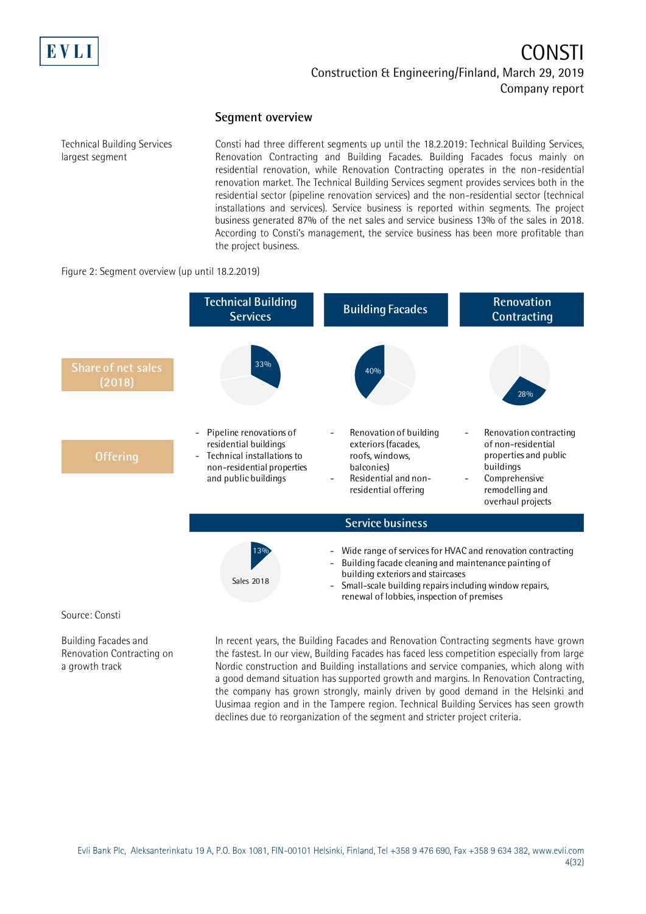## Segment overview

Technical Building Services largest segment

Consti had three different segments up until the 18.2.2019: Technical Building Services, Renovation Contracting and Building Facades. Building Facades focus mainly on residential renovation, while Renovation Contracting operates in the non-residential renovation market. The Technical Building Services segment provides services both in the residential sector (pipeline renovation services) and the non-residential sector (technical installations and services). Service business is reported within segments. The project business generated 87% of the net sales and service business 13% of the sales in 2018. According to Consti's management, the service business has been more profitable than the project business.

Figure 2: Segment overview (up until 18.2.2019)

| | Technical Building Services | Building Facades | Renovation Contracting |
|---|---|---|---|
| Share of net sales (2018) | 33% | 40% | 28% |
| Offering | - Pipeline renovations of residential buildings<br>- Technical installations to non-residential properties and public buildings | - Renovation of building exteriors (facades, roofs, windows, balconies)<br>- Residential and non-residential offering | - Renovation contracting of non-residential properties and public buildings<br>- Comprehensive remodelling and overhaul projects |

**Service business**

Sales 2018: 13%

- Wide range of services for HVAC and renovation contracting
- Building facade cleaning and maintenance painting of building exteriors and staircases
- Small-scale building repairs including window repairs, renewal of lobbies, inspection of premises

Source: Consti

Building Facades and Renovation Contracting on a growth track

In recent years, the Building Facades and Renovation Contracting segments have grown the fastest. In our view, Building Facades has faced less competition especially from large Nordic construction and Building installations and service companies, which along with a good demand situation has supported growth and margins. In Renovation Contracting, the company has grown strongly, mainly driven by good demand in the Helsinki and Uusimaa region and in the Tampere region. Technical Building Services has seen growth declines due to reorganization of the segment and stricter project criteria.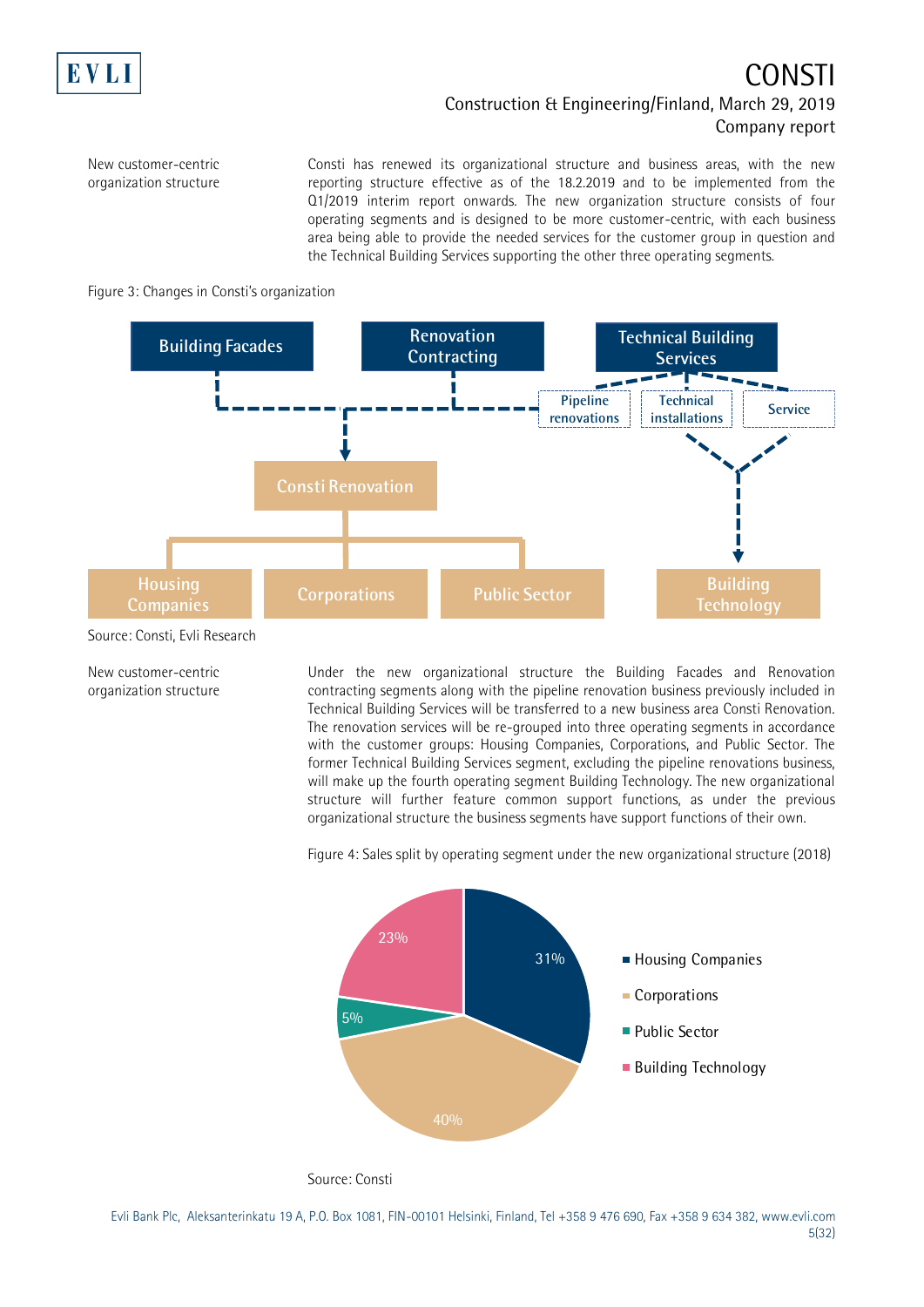New customer-centric organization structure

Consti has renewed its organizational structure and business areas, with the new reporting structure effective as of the 18.2.2019 and to be implemented from the Q1/2019 interim report onwards. The new organization structure consists of four operating segments and is designed to be more customer-centric, with each business area being able to provide the needed services for the customer group in question and the Technical Building Services supporting the other three operating segments.

Figure 3: Changes in Consti's organization

Building Facades | Renovation Contracting | Technical Building Services
Pipeline renovations | Technical installations | Service
Consti Renovation
Housing Companies | Corporations | Public Sector | Building Technology

Source: Consti, Evli Research

New customer-centric organization structure

Under the new organizational structure the Building Facades and Renovation contracting segments along with the pipeline renovation business previously included in Technical Building Services will be transferred to a new business area Consti Renovation. The renovation services will be re-grouped into three operating segments in accordance with the customer groups: Housing Companies, Corporations, and Public Sector. The former Technical Building Services segment, excluding the pipeline renovations business, will make up the fourth operating segment Building Technology. The new organizational structure will further feature common support functions, as under the previous organizational structure the business segments have support functions of their own.

Figure 4: Sales split by operating segment under the new organizational structure (2018)

| Segment | Share |
|---|---|
| Housing Companies | 31% |
| Corporations | 40% |
| Public Sector | 5% |
| Building Technology | 23% |

Source: Consti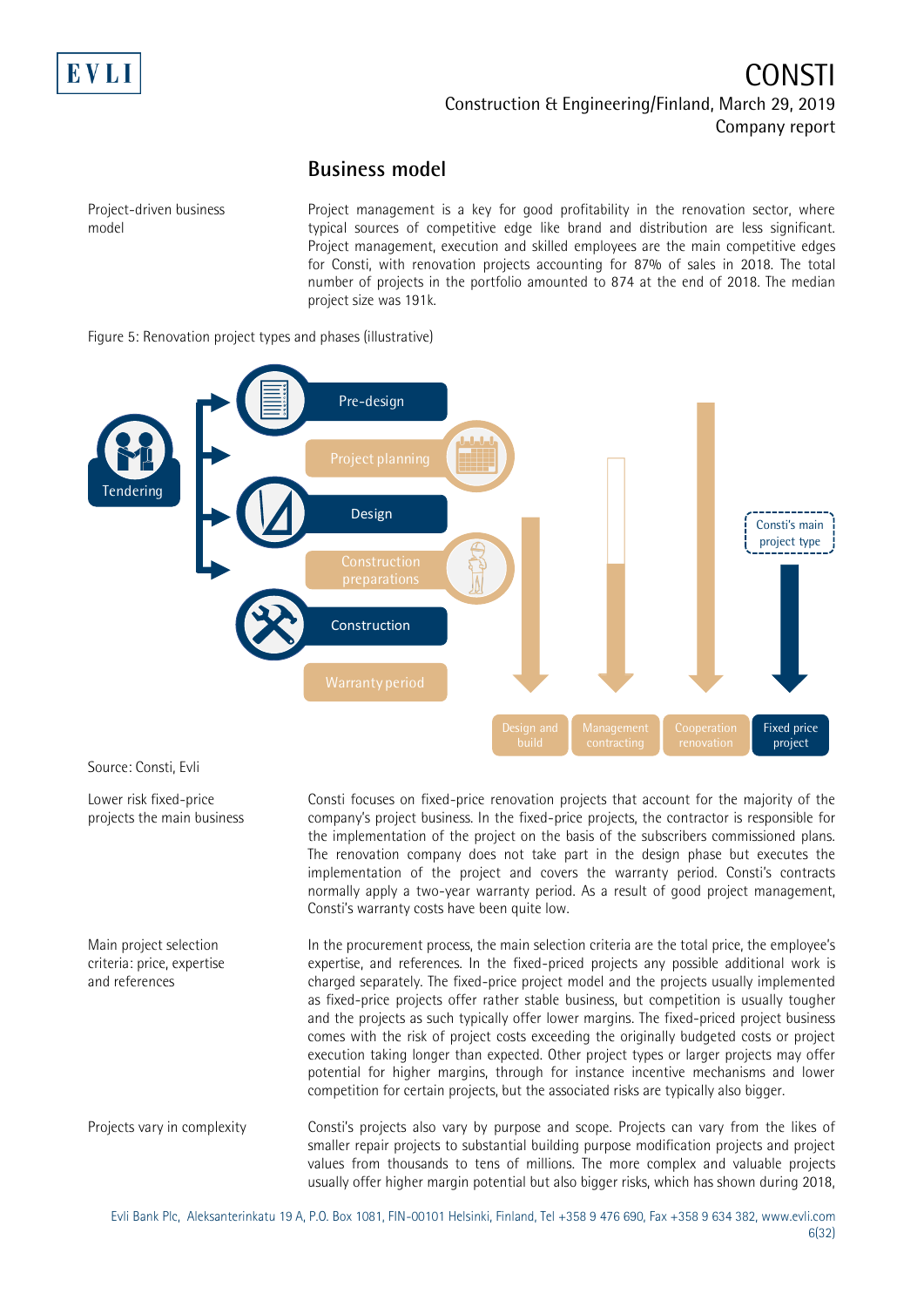## Business model

Project-driven business model

Project management is a key for good profitability in the renovation sector, where typical sources of competitive edge like brand and distribution are less significant. Project management, execution and skilled employees are the main competitive edges for Consti, with renovation projects accounting for 87% of sales in 2018. The total number of projects in the portfolio amounted to 874 at the end of 2018. The median project size was 191k.

Figure 5: Renovation project types and phases (illustrative)

Tendering

Pre-design

Project planning

Design

Construction preparations

Construction

Warranty period

Consti's main project type

Design and build

Management contracting

Cooperation renovation

Fixed price project

Source: Consti, Evli

Lower risk fixed-price projects the main business

Consti focuses on fixed-price renovation projects that account for the majority of the company's project business. In the fixed-price projects, the contractor is responsible for the implementation of the project on the basis of the subscribers commissioned plans. The renovation company does not take part in the design phase but executes the implementation of the project and covers the warranty period. Consti's contracts normally apply a two-year warranty period. As a result of good project management, Consti's warranty costs have been quite low.

Main project selection criteria: price, expertise and references

In the procurement process, the main selection criteria are the total price, the employee's expertise, and references. In the fixed-priced projects any possible additional work is charged separately. The fixed-price project model and the projects usually implemented as fixed-price projects offer rather stable business, but competition is usually tougher and the projects as such typically offer lower margins. The fixed-priced project business comes with the risk of project costs exceeding the originally budgeted costs or project execution taking longer than expected. Other project types or larger projects may offer potential for higher margins, through for instance incentive mechanisms and lower competition for certain projects, but the associated risks are typically also bigger.

Projects vary in complexity

Consti's projects also vary by purpose and scope. Projects can vary from the likes of smaller repair projects to substantial building purpose modification projects and project values from thousands to tens of millions. The more complex and valuable projects usually offer higher margin potential but also bigger risks, which has shown during 2018,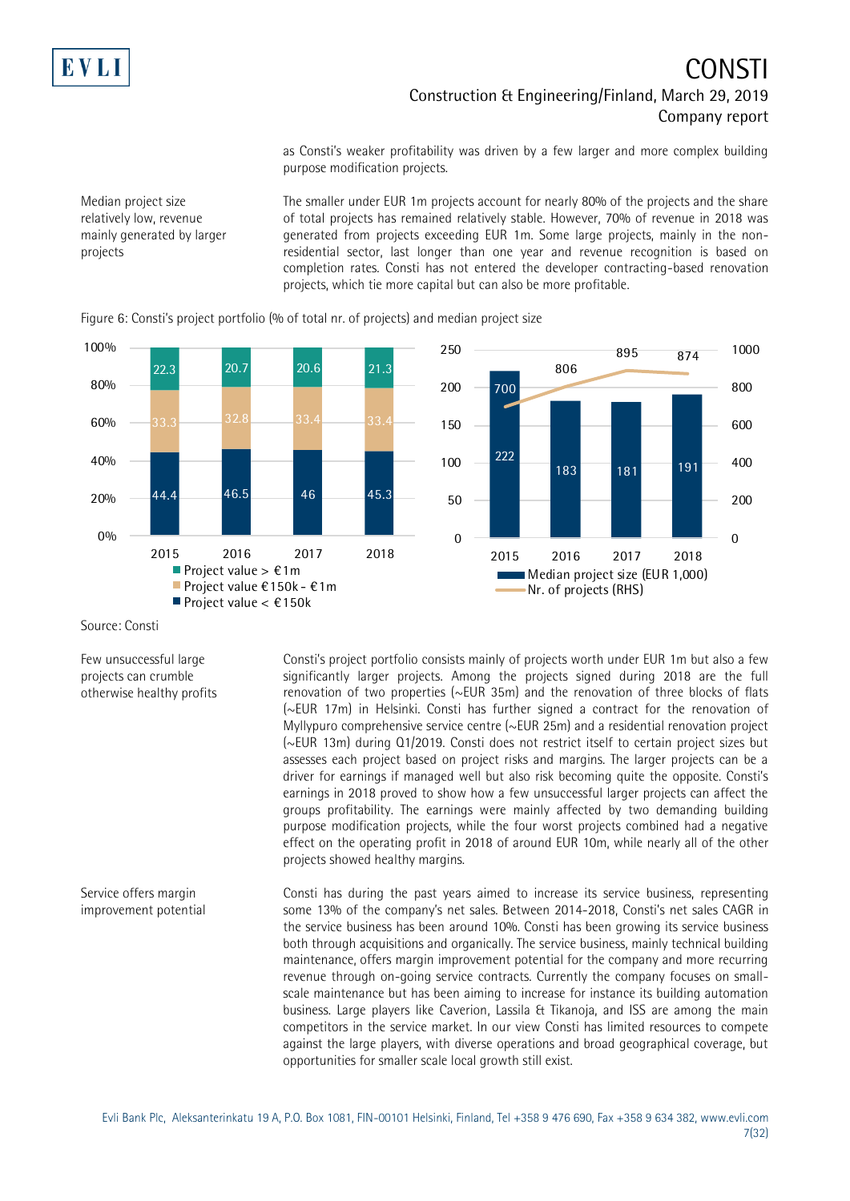as Consti's weaker profitability was driven by a few larger and more complex building purpose modification projects.

Median project size relatively low, revenue mainly generated by larger projects

The smaller under EUR 1m projects account for nearly 80% of the projects and the share of total projects has remained relatively stable. However, 70% of revenue in 2018 was generated from projects exceeding EUR 1m. Some large projects, mainly in the non-residential sector, last longer than one year and revenue recognition is based on completion rates. Consti has not entered the developer contracting-based renovation projects, which tie more capital but can also be more profitable.

Figure 6: Consti's project portfolio (% of total nr. of projects) and median project size

| | 2015 | 2016 | 2017 | 2018 |
|---|---|---|---|---|
| Project value > €1m | 22.3 | 20.7 | 20.6 | 21.3 |
| Project value €150k - €1m | 33.3 | 32.8 | 33.4 | 33.4 |
| Project value < €150k | 44.4 | 46.5 | 46 | 45.3 |

| | 2015 | 2016 | 2017 | 2018 |
|---|---|---|---|---|
| Median project size (EUR 1,000) | 222 | 183 | 181 | 191 |
| Nr. of projects (RHS) | 700 | 806 | 895 | 874 |

Source: Consti

Few unsuccessful large projects can crumble otherwise healthy profits

Consti's project portfolio consists mainly of projects worth under EUR 1m but also a few significantly larger projects. Among the projects signed during 2018 are the full renovation of two properties (~EUR 35m) and the renovation of three blocks of flats (~EUR 17m) in Helsinki. Consti has further signed a contract for the renovation of Myllypuro comprehensive service centre (~EUR 25m) and a residential renovation project (~EUR 13m) during Q1/2019. Consti does not restrict itself to certain project sizes but assesses each project based on project risks and margins. The larger projects can be a driver for earnings if managed well but also risk becoming quite the opposite. Consti's earnings in 2018 proved to show how a few unsuccessful larger projects can affect the groups profitability. The earnings were mainly affected by two demanding building purpose modification projects, while the four worst projects combined had a negative effect on the operating profit in 2018 of around EUR 10m, while nearly all of the other projects showed healthy margins.

Service offers margin improvement potential

Consti has during the past years aimed to increase its service business, representing some 13% of the company's net sales. Between 2014-2018, Consti's net sales CAGR in the service business has been around 10%. Consti has been growing its service business both through acquisitions and organically. The service business, mainly technical building maintenance, offers margin improvement potential for the company and more recurring revenue through on-going service contracts. Currently the company focuses on small-scale maintenance but has been aiming to increase for instance its building automation business. Large players like Caverion, Lassila & Tikanoja, and ISS are among the main competitors in the service market. In our view Consti has limited resources to compete against the large players, with diverse operations and broad geographical coverage, but opportunities for smaller scale local growth still exist.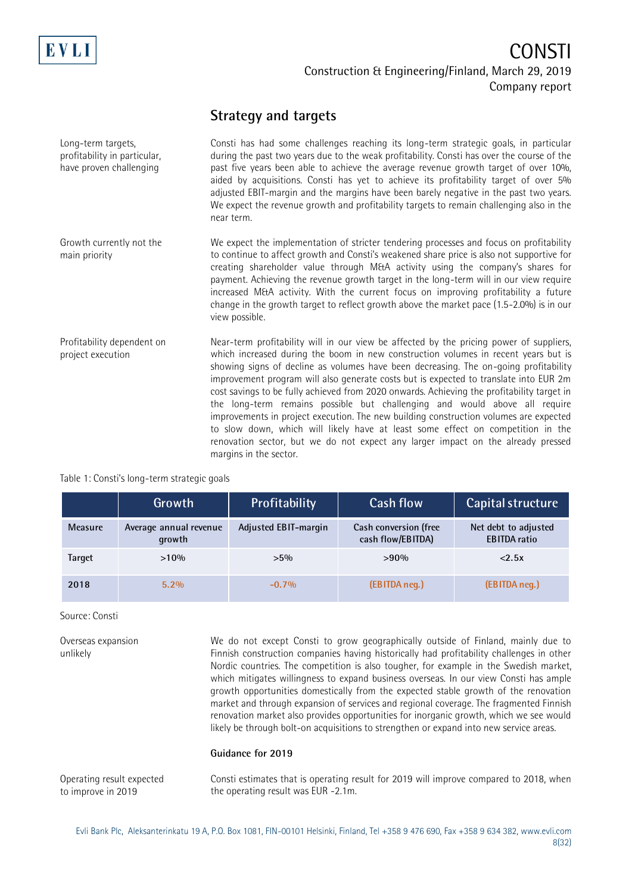## Strategy and targets

Long-term targets, profitability in particular, have proven challenging

Consti has had some challenges reaching its long-term strategic goals, in particular during the past two years due to the weak profitability. Consti has over the course of the past five years been able to achieve the average revenue growth target of over 10%, aided by acquisitions. Consti has yet to achieve its profitability target of over 5% adjusted EBIT-margin and the margins have been barely negative in the past two years. We expect the revenue growth and profitability targets to remain challenging also in the near term.

Growth currently not the main priority

We expect the implementation of stricter tendering processes and focus on profitability to continue to affect growth and Consti's weakened share price is also not supportive for creating shareholder value through M&A activity using the company's shares for payment. Achieving the revenue growth target in the long-term will in our view require increased M&A activity. With the current focus on improving profitability a future change in the growth target to reflect growth above the market pace (1.5-2.0%) is in our view possible.

Profitability dependent on project execution

Near-term profitability will in our view be affected by the pricing power of suppliers, which increased during the boom in new construction volumes in recent years but is showing signs of decline as volumes have been decreasing. The on-going profitability improvement program will also generate costs but is expected to translate into EUR 2m cost savings to be fully achieved from 2020 onwards. Achieving the profitability target in the long-term remains possible but challenging and would above all require improvements in project execution. The new building construction volumes are expected to slow down, which will likely have at least some effect on competition in the renovation sector, but we do not expect any larger impact on the already pressed margins in the sector.

Table 1: Consti's long-term strategic goals

| | Growth | Profitability | Cash flow | Capital structure |
|---|---|---|---|---|
| Measure | Average annual revenue growth | Adjusted EBIT-margin | Cash conversion (free cash flow/EBITDA) | Net debt to adjusted EBITDA ratio |
| Target | >10% | >5% | >90% | <2.5x |
| 2018 | 5.2% | -0.7% | (EBITDA neg.) | (EBITDA neg.) |

Source: Consti

Overseas expansion unlikely

We do not except Consti to grow geographically outside of Finland, mainly due to Finnish construction companies having historically had profitability challenges in other Nordic countries. The competition is also tougher, for example in the Swedish market, which mitigates willingness to expand business overseas. In our view Consti has ample growth opportunities domestically from the expected stable growth of the renovation market and through expansion of services and regional coverage. The fragmented Finnish renovation market also provides opportunities for inorganic growth, which we see would likely be through bolt-on acquisitions to strengthen or expand into new service areas.

**Guidance for 2019**

Operating result expected to improve in 2019

Consti estimates that is operating result for 2019 will improve compared to 2018, when the operating result was EUR -2.1m.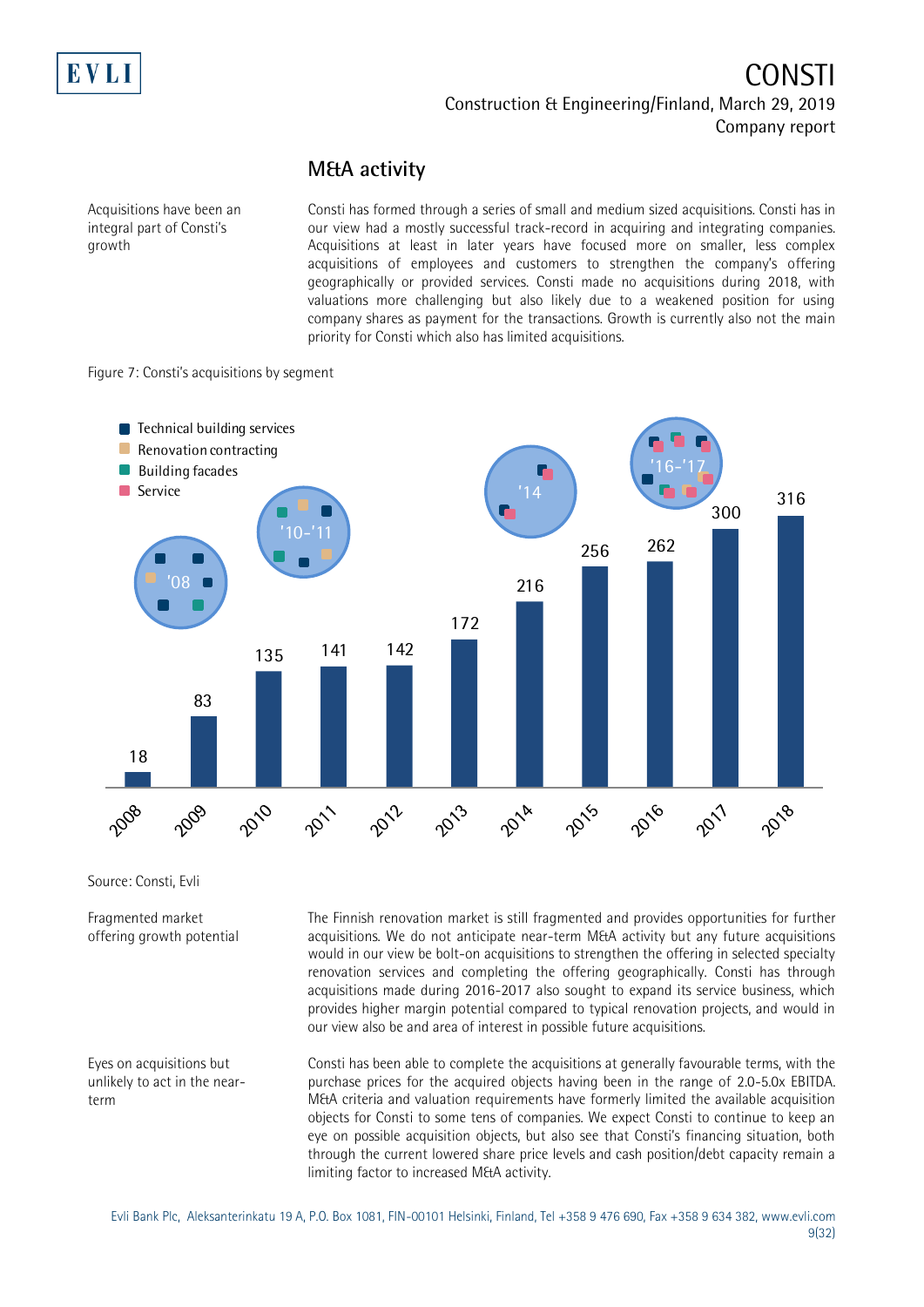## M&A activity

Acquisitions have been an integral part of Consti's growth

Consti has formed through a series of small and medium sized acquisitions. Consti has in our view had a mostly successful track-record in acquiring and integrating companies. Acquisitions at least in later years have focused more on smaller, less complex acquisitions of employees and customers to strengthen the company's offering geographically or provided services. Consti made no acquisitions during 2018, with valuations more challenging but also likely due to a weakened position for using company shares as payment for the transactions. Growth is currently also not the main priority for Consti which also has limited acquisitions.

Figure 7: Consti's acquisitions by segment

Legend: Technical building services; Renovation contracting; Building facades; Service

Acquisition periods marked in figure: '08, '10-'11, '14, '16-'17

| Year | Value |
|---|---|
| 2008 | 18 |
| 2009 | 83 |
| 2010 | 135 |
| 2011 | 141 |
| 2012 | 142 |
| 2013 | 172 |
| 2014 | 216 |
| 2015 | 256 |
| 2016 | 262 |
| 2017 | 300 |
| 2018 | 316 |

Source: Consti, Evli

Fragmented market offering growth potential

The Finnish renovation market is still fragmented and provides opportunities for further acquisitions. We do not anticipate near-term M&A activity but any future acquisitions would in our view be bolt-on acquisitions to strengthen the offering in selected specialty renovation services and completing the offering geographically. Consti has through acquisitions made during 2016-2017 also sought to expand its service business, which provides higher margin potential compared to typical renovation projects, and would in our view also be and area of interest in possible future acquisitions.

Eyes on acquisitions but unlikely to act in the near-term

Consti has been able to complete the acquisitions at generally favourable terms, with the purchase prices for the acquired objects having been in the range of 2.0-5.0x EBITDA. M&A criteria and valuation requirements have formerly limited the available acquisition objects for Consti to some tens of companies. We expect Consti to continue to keep an eye on possible acquisition objects, but also see that Consti's financing situation, both through the current lowered share price levels and cash position/debt capacity remain a limiting factor to increased M&A activity.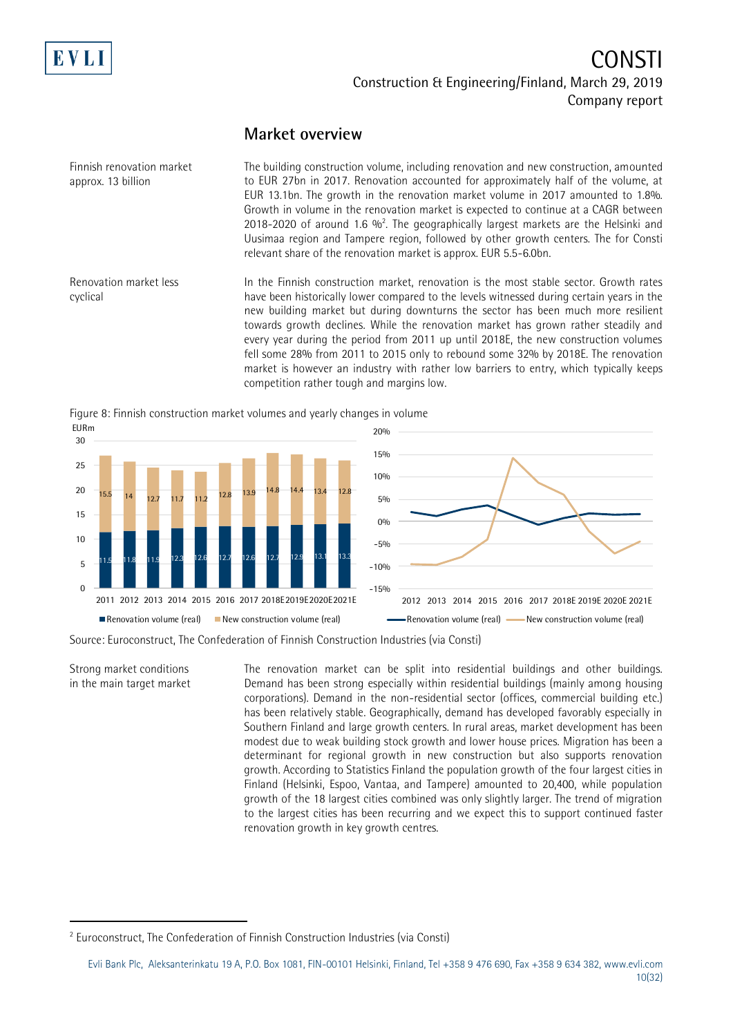## Market overview

**Finnish renovation market approx. 13 billion**

The building construction volume, including renovation and new construction, amounted to EUR 27bn in 2017. Renovation accounted for approximately half of the volume, at EUR 13.1bn. The growth in the renovation market volume in 2017 amounted to 1.8%. Growth in volume in the renovation market is expected to continue at a CAGR between 2018-2020 of around 1.6 %[2]. The geographically largest markets are the Helsinki and Uusimaa region and Tampere region, followed by other growth centers. The for Consti relevant share of the renovation market is approx. EUR 5.5-6.0bn.

**Renovation market less cyclical**

In the Finnish construction market, renovation is the most stable sector. Growth rates have been historically lower compared to the levels witnessed during certain years in the new building market but during downturns the sector has been much more resilient towards growth declines. While the renovation market has grown rather steadily and every year during the period from 2011 up until 2018E, the new construction volumes fell some 28% from 2011 to 2015 only to rebound some 32% by 2018E. The renovation market is however an industry with rather low barriers to entry, which typically keeps competition rather tough and margins low.

Figure 8: Finnish construction market volumes and yearly changes in volume

| EURm | 2011 | 2012 | 2013 | 2014 | 2015 | 2016 | 2017 | 2018E | 2019E | 2020E | 2021E |
|---|---|---|---|---|---|---|---|---|---|---|---|
| Renovation volume (real) | 11.5 | 11.8 | 11.9 | 12.3 | 12.6 | 12.7 | 12.6 | 12.7 | 12.9 | 13.1 | 13.3 |
| New construction volume (real) | 15.5 | 14 | 12.7 | 11.7 | 11.2 | 12.8 | 13.9 | 14.8 | 14.4 | 13.4 | 12.8 |

Source: Euroconstruct, The Confederation of Finnish Construction Industries (via Consti)

**Strong market conditions in the main target market**

The renovation market can be split into residential buildings and other buildings. Demand has been strong especially within residential buildings (mainly among housing corporations). Demand in the non-residential sector (offices, commercial building etc.) has been relatively stable. Geographically, demand has developed favorably especially in Southern Finland and large growth centers. In rural areas, market development has been modest due to weak building stock growth and lower house prices. Migration has been a determinant for regional growth in new construction but also supports renovation growth. According to Statistics Finland the population growth of the four largest cities in Finland (Helsinki, Espoo, Vantaa, and Tampere) amounted to 20,400, while population growth of the 18 largest cities combined was only slightly larger. The trend of migration to the largest cities has been recurring and we expect this to support continued faster renovation growth in key growth centres.

---

[2] Euroconstruct, The Confederation of Finnish Construction Industries (via Consti)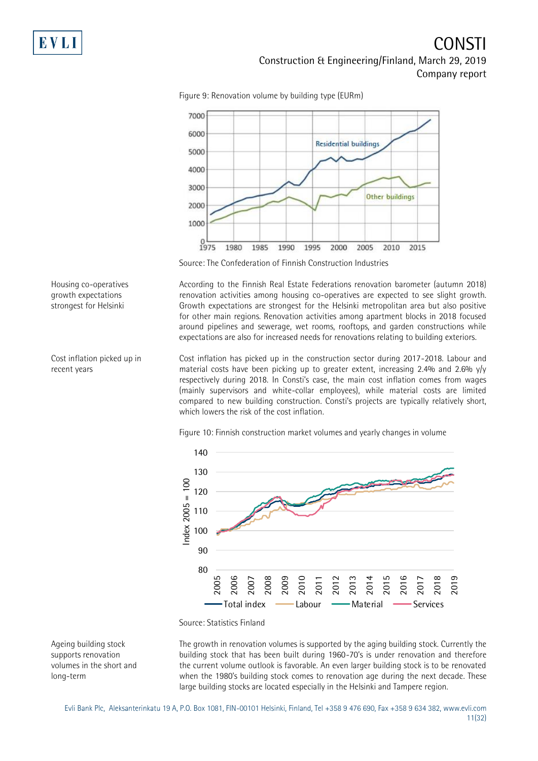Figure 9: Renovation volume by building type (EURm)

Source: The Confederation of Finnish Construction Industries

Housing co-operatives growth expectations strongest for Helsinki

According to the Finnish Real Estate Federations renovation barometer (autumn 2018) renovation activities among housing co-operatives are expected to see slight growth. Growth expectations are strongest for the Helsinki metropolitan area but also positive for other main regions. Renovation activities among apartment blocks in 2018 focused around pipelines and sewerage, wet rooms, rooftops, and garden constructions while expectations are also for increased needs for renovations relating to building exteriors.

Cost inflation picked up in recent years

Cost inflation has picked up in the construction sector during 2017-2018. Labour and material costs have been picking up to greater extent, increasing 2.4% and 2.6% y/y respectively during 2018. In Consti's case, the main cost inflation comes from wages (mainly supervisors and white-collar employees), while material costs are limited compared to new building construction. Consti's projects are typically relatively short, which lowers the risk of the cost inflation.

Figure 10: Finnish construction market volumes and yearly changes in volume

Source: Statistics Finland

Ageing building stock supports renovation volumes in the short and long-term

The growth in renovation volumes is supported by the aging building stock. Currently the building stock that has been built during 1960-70's is under renovation and therefore the current volume outlook is favorable. An even larger building stock is to be renovated when the 1980's building stock comes to renovation age during the next decade. These large building stocks are located especially in the Helsinki and Tampere region.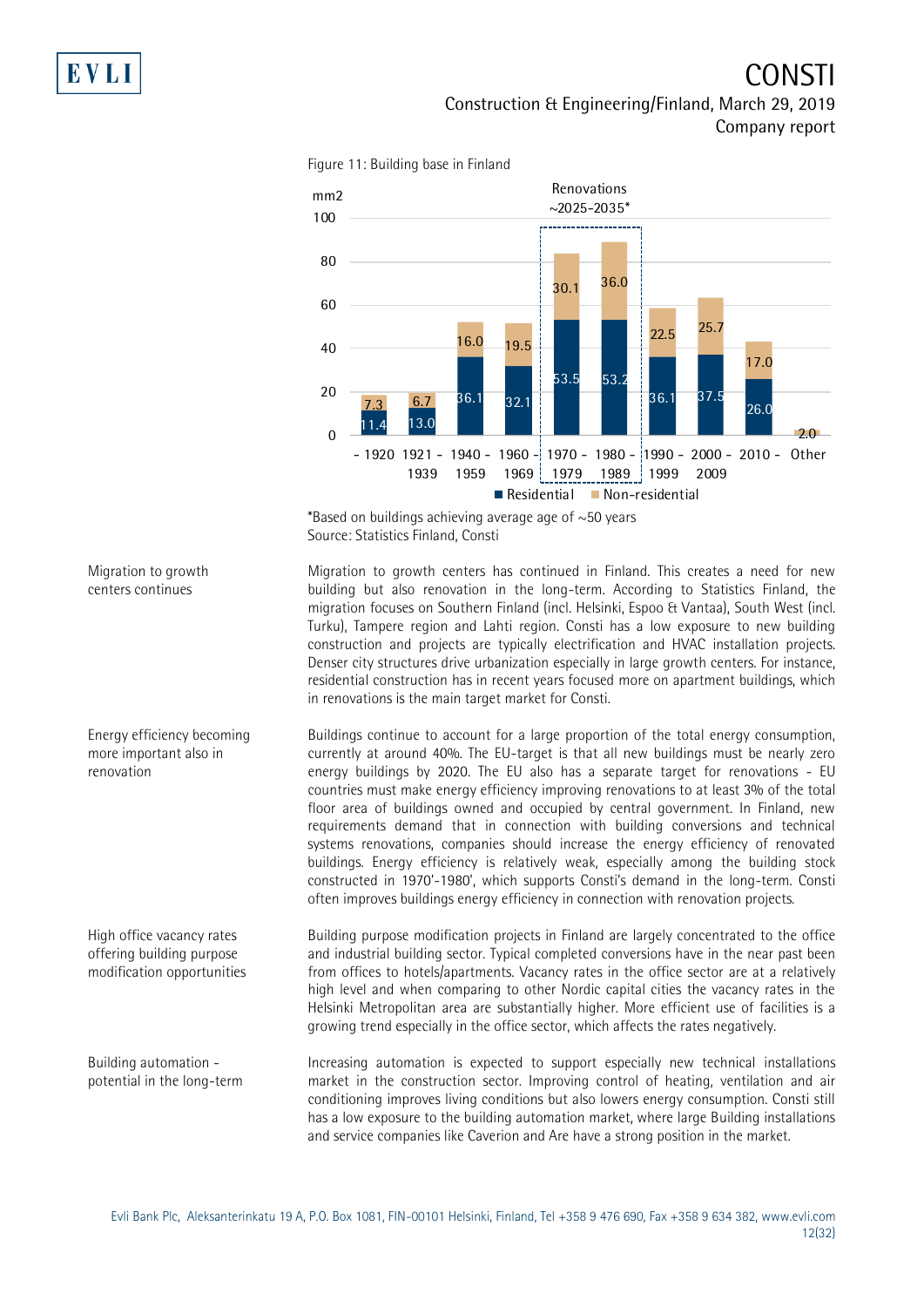Figure 11: Building base in Finland

| mm2 | Residential | Non-residential |
|---|---|---|
| - 1920 | 11.4 | 7.3 |
| 1921 - 1939 | 13.0 | 6.7 |
| 1940 - 1959 | 36.1 | 16.0 |
| 1960 - 1969 | 32.1 | 19.5 |
| 1970 - 1979 | 53.5 | 30.1 |
| 1980 - 1989 | 53.2 | 36.0 |
| 1990 - 1999 | 36.1 | 22.5 |
| 2000 - 2009 | 37.5 | 25.7 |
| 2010 - | 26.0 | 17.0 |
| Other | | 2.0 |

Renovations ~2025-2035* (1970 - 1979, 1980 - 1989)

*Based on buildings achieving average age of ~50 years
Source: Statistics Finland, Consti

**Migration to growth centers continues**

Migration to growth centers has continued in Finland. This creates a need for new building but also renovation in the long-term. According to Statistics Finland, the migration focuses on Southern Finland (incl. Helsinki, Espoo & Vantaa), South West (incl. Turku), Tampere region and Lahti region. Consti has a low exposure to new building construction and projects are typically electrification and HVAC installation projects. Denser city structures drive urbanization especially in large growth centers. For instance, residential construction has in recent years focused more on apartment buildings, which in renovations is the main target market for Consti.

**Energy efficiency becoming more important also in renovation**

Buildings continue to account for a large proportion of the total energy consumption, currently at around 40%. The EU-target is that all new buildings must be nearly zero energy buildings by 2020. The EU also has a separate target for renovations - EU countries must make energy efficiency improving renovations to at least 3% of the total floor area of buildings owned and occupied by central government. In Finland, new requirements demand that in connection with building conversions and technical systems renovations, companies should increase the energy efficiency of renovated buildings. Energy efficiency is relatively weak, especially among the building stock constructed in 1970'-1980', which supports Consti's demand in the long-term. Consti often improves buildings energy efficiency in connection with renovation projects.

**High office vacancy rates offering building purpose modification opportunities**

Building purpose modification projects in Finland are largely concentrated to the office and industrial building sector. Typical completed conversions have in the near past been from offices to hotels/apartments. Vacancy rates in the office sector are at a relatively high level and when comparing to other Nordic capital cities the vacancy rates in the Helsinki Metropolitan area are substantially higher. More efficient use of facilities is a growing trend especially in the office sector, which affects the rates negatively.

**Building automation - potential in the long-term**

Increasing automation is expected to support especially new technical installations market in the construction sector. Improving control of heating, ventilation and air conditioning improves living conditions but also lowers energy consumption. Consti still has a low exposure to the building automation market, where large Building installations and service companies like Caverion and Are have a strong position in the market.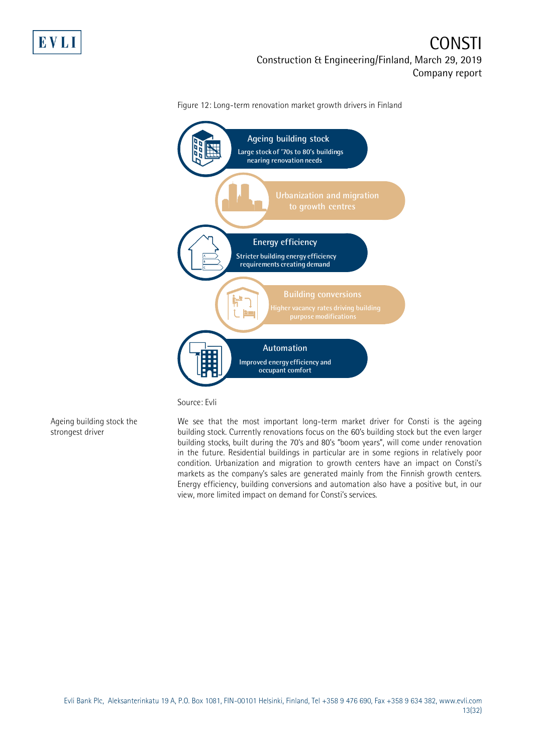Figure 12: Long-term renovation market growth drivers in Finland

**Ageing building stock**
Large stock of '70s to 80's buildings nearing renovation needs

**Urbanization and migration to growth centres**

**Energy efficiency**
Stricter building energy efficiency requirements creating demand

**Building conversions**
Higher vacancy rates driving building purpose modifications

**Automation**
Improved energy efficiency and occupant comfort

Source: Evli

Ageing building stock the strongest driver

We see that the most important long-term market driver for Consti is the ageing building stock. Currently renovations focus on the 60's building stock but the even larger building stocks, built during the 70's and 80's "boom years", will come under renovation in the future. Residential buildings in particular are in some regions in relatively poor condition. Urbanization and migration to growth centers have an impact on Consti's markets as the company's sales are generated mainly from the Finnish growth centers. Energy efficiency, building conversions and automation also have a positive but, in our view, more limited impact on demand for Consti's services.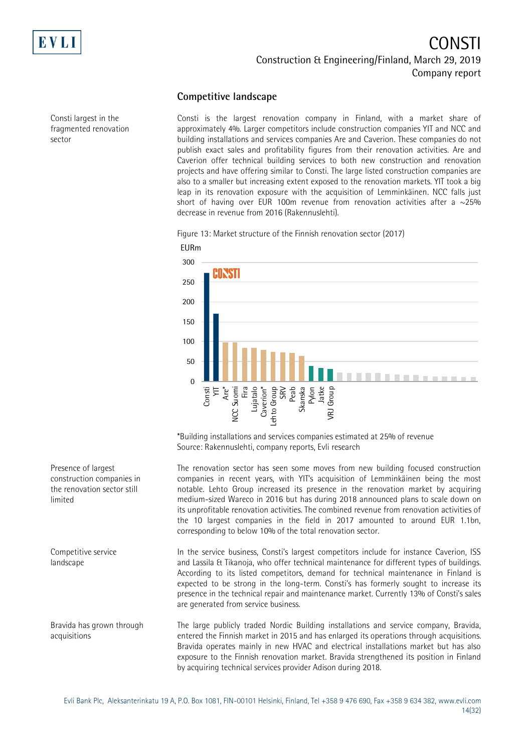## Competitive landscape

Consti largest in the fragmented renovation sector

Consti is the largest renovation company in Finland, with a market share of approximately 4%. Larger competitors include construction companies YIT and NCC and building installations and services companies Are and Caverion. These companies do not publish exact sales and profitability figures from their renovation activities. Are and Caverion offer technical building services to both new construction and renovation projects and have offering similar to Consti. The large listed construction companies are also to a smaller but increasing extent exposed to the renovation markets. YIT took a big leap in its renovation exposure with the acquisition of Lemminkäinen. NCC falls just short of having over EUR 100m revenue from renovation activities after a ~25% decrease in revenue from 2016 (Rakennuslehti).

Figure 13: Market structure of the Finnish renovation sector (2017)

EURm

*Building installations and services companies estimated at 25% of revenue
Source: Rakennuslehti, company reports, Evli research

Presence of largest construction companies in the renovation sector still limited

The renovation sector has seen some moves from new building focused construction companies in recent years, with YIT's acquisition of Lemminkäinen being the most notable. Lehto Group increased its presence in the renovation market by acquiring medium-sized Wareco in 2016 but has during 2018 announced plans to scale down on its unprofitable renovation activities. The combined revenue from renovation activities of the 10 largest companies in the field in 2017 amounted to around EUR 1.1bn, corresponding to below 10% of the total renovation sector.

Competitive service landscape

In the service business, Consti's largest competitors include for instance Caverion, ISS and Lassila & Tikanoja, who offer technical maintenance for different types of buildings. According to its listed competitors, demand for technical maintenance in Finland is expected to be strong in the long-term. Consti's has formerly sought to increase its presence in the technical repair and maintenance market. Currently 13% of Consti's sales are generated from service business.

Bravida has grown through acquisitions

The large publicly traded Nordic Building installations and service company, Bravida, entered the Finnish market in 2015 and has enlarged its operations through acquisitions. Bravida operates mainly in new HVAC and electrical installations market but has also exposure to the Finnish renovation market. Bravida strengthened its position in Finland by acquiring technical services provider Adison during 2018.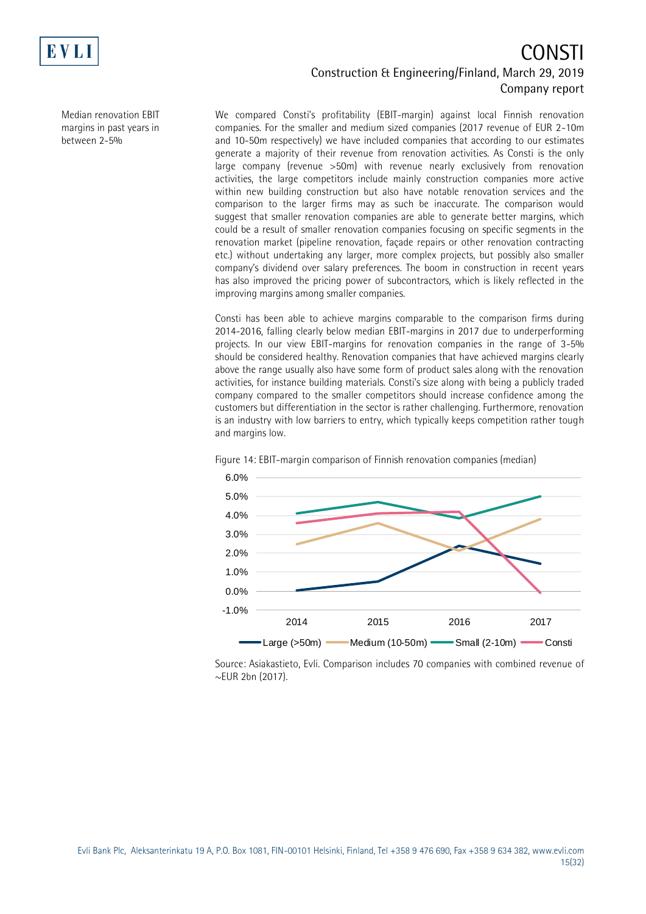Median renovation EBIT margins in past years in between 2-5%

We compared Consti's profitability (EBIT-margin) against local Finnish renovation companies. For the smaller and medium sized companies (2017 revenue of EUR 2-10m and 10-50m respectively) we have included companies that according to our estimates generate a majority of their revenue from renovation activities. As Consti is the only large company (revenue >50m) with revenue nearly exclusively from renovation activities, the large competitors include mainly construction companies more active within new building construction but also have notable renovation services and the comparison to the larger firms may as such be inaccurate. The comparison would suggest that smaller renovation companies are able to generate better margins, which could be a result of smaller renovation companies focusing on specific segments in the renovation market (pipeline renovation, façade repairs or other renovation contracting etc.) without undertaking any larger, more complex projects, but possibly also smaller company's dividend over salary preferences. The boom in construction in recent years has also improved the pricing power of subcontractors, which is likely reflected in the improving margins among smaller companies.

Consti has been able to achieve margins comparable to the comparison firms during 2014-2016, falling clearly below median EBIT-margins in 2017 due to underperforming projects. In our view EBIT-margins for renovation companies in the range of 3-5% should be considered healthy. Renovation companies that have achieved margins clearly above the range usually also have some form of product sales along with the renovation activities, for instance building materials. Consti's size along with being a publicly traded company compared to the smaller competitors should increase confidence among the customers but differentiation in the sector is rather challenging. Furthermore, renovation is an industry with low barriers to entry, which typically keeps competition rather tough and margins low.

Figure 14: EBIT-margin comparison of Finnish renovation companies (median)

Source: Asiakastieto, Evli. Comparison includes 70 companies with combined revenue of ~EUR 2bn (2017).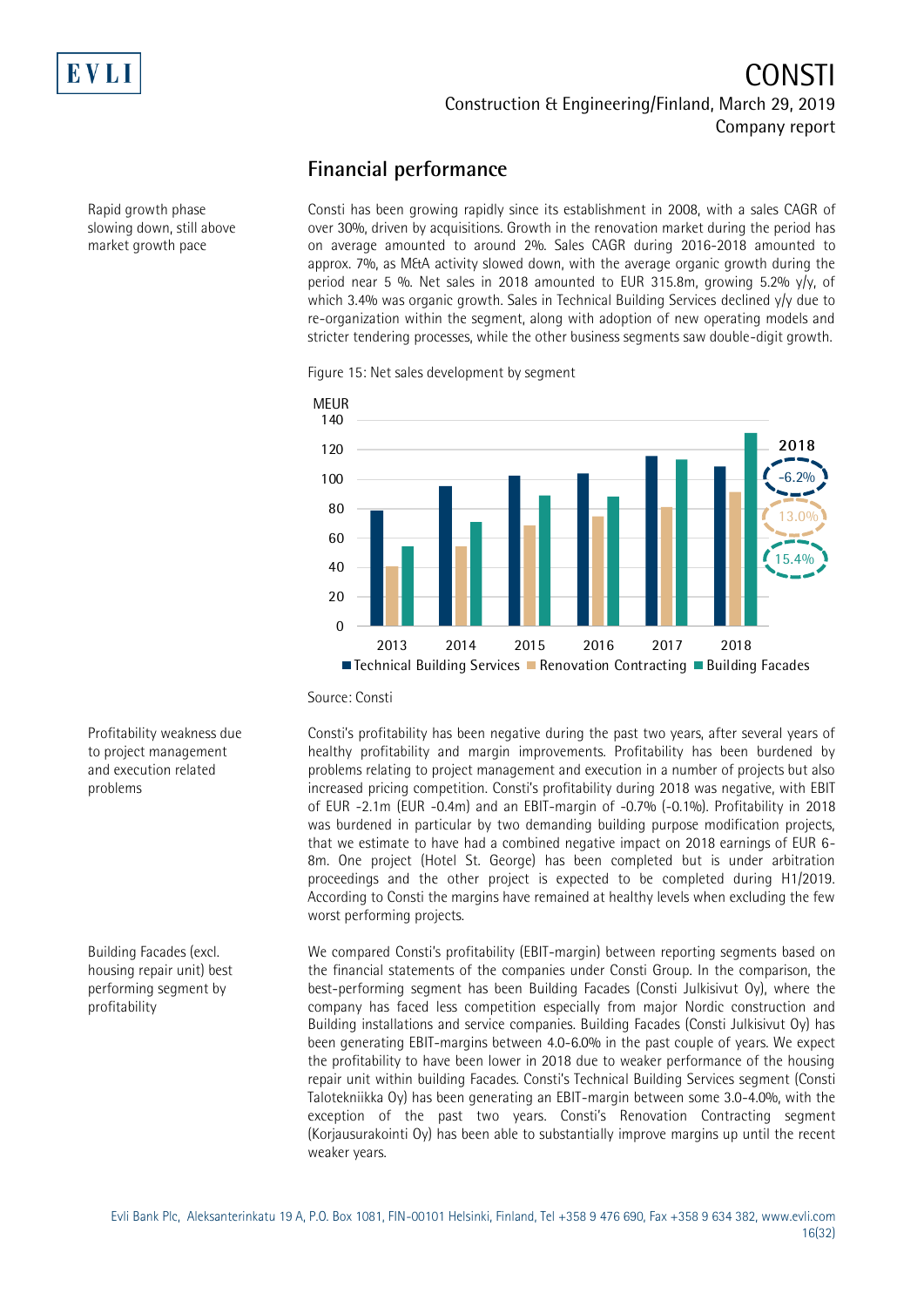## Financial performance

Rapid growth phase slowing down, still above market growth pace

Consti has been growing rapidly since its establishment in 2008, with a sales CAGR of over 30%, driven by acquisitions. Growth in the renovation market during the period has on average amounted to around 2%. Sales CAGR during 2016-2018 amounted to approx. 7%, as M&A activity slowed down, with the average organic growth during the period near 5 %. Net sales in 2018 amounted to EUR 315.8m, growing 5.2% y/y, of which 3.4% was organic growth. Sales in Technical Building Services declined y/y due to re-organization within the segment, along with adoption of new operating models and stricter tendering processes, while the other business segments saw double-digit growth.

Figure 15: Net sales development by segment

MEUR; 2018: Technical Building Services -6.2%, Renovation Contracting 13.0%, Building Facades 15.4%

Source: Consti

Profitability weakness due to project management and execution related problems

Consti's profitability has been negative during the past two years, after several years of healthy profitability and margin improvements. Profitability has been burdened by problems relating to project management and execution in a number of projects but also increased pricing competition. Consti's profitability during 2018 was negative, with EBIT of EUR -2.1m (EUR -0.4m) and an EBIT-margin of -0.7% (-0.1%). Profitability in 2018 was burdened in particular by two demanding building purpose modification projects, that we estimate to have had a combined negative impact on 2018 earnings of EUR 6-8m. One project (Hotel St. George) has been completed but is under arbitration proceedings and the other project is expected to be completed during H1/2019. According to Consti the margins have remained at healthy levels when excluding the few worst performing projects.

Building Facades (excl. housing repair unit) best performing segment by profitability

We compared Consti's profitability (EBIT-margin) between reporting segments based on the financial statements of the companies under Consti Group. In the comparison, the best-performing segment has been Building Facades (Consti Julkisivut Oy), where the company has faced less competition especially from major Nordic construction and Building installations and service companies. Building Facades (Consti Julkisivut Oy) has been generating EBIT-margins between 4.0-6.0% in the past couple of years. We expect the profitability to have been lower in 2018 due to weaker performance of the housing repair unit within building Facades. Consti's Technical Building Services segment (Consti Talotekniikka Oy) has been generating an EBIT-margin between some 3.0-4.0%, with the exception of the past two years. Consti's Renovation Contracting segment (Korjausurakointi Oy) has been able to substantially improve margins up until the recent weaker years.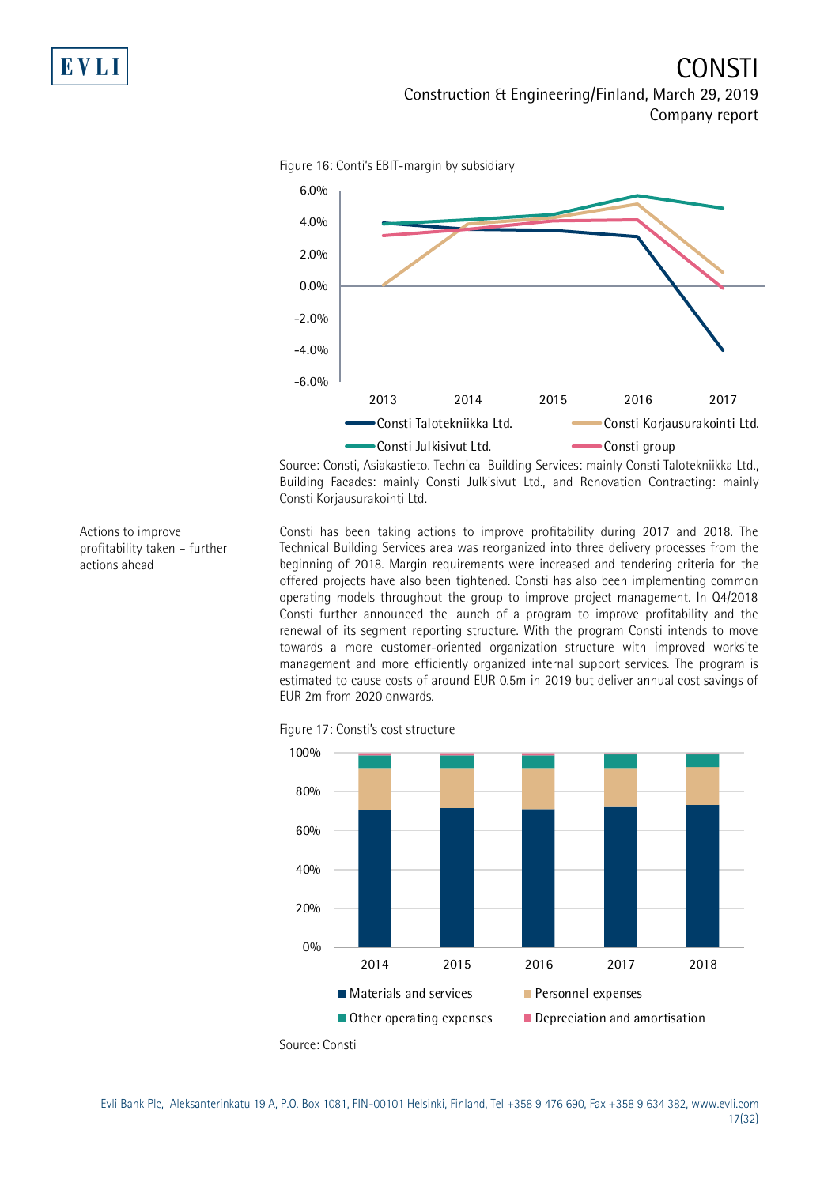Figure 16: Conti's EBIT-margin by subsidiary

Source: Consti, Asiakastieto. Technical Building Services: mainly Consti Talotekniikka Ltd., Building Facades: mainly Consti Julkisivut Ltd., and Renovation Contracting: mainly Consti Korjausurakointi Ltd.

Actions to improve profitability taken – further actions ahead

Consti has been taking actions to improve profitability during 2017 and 2018. The Technical Building Services area was reorganized into three delivery processes from the beginning of 2018. Margin requirements were increased and tendering criteria for the offered projects have also been tightened. Consti has also been implementing common operating models throughout the group to improve project management. In Q4/2018 Consti further announced the launch of a program to improve profitability and the renewal of its segment reporting structure. With the program Consti intends to move towards a more customer-oriented organization structure with improved worksite management and more efficiently organized internal support services. The program is estimated to cause costs of around EUR 0.5m in 2019 but deliver annual cost savings of EUR 2m from 2020 onwards.

Figure 17: Consti's cost structure

Source: Consti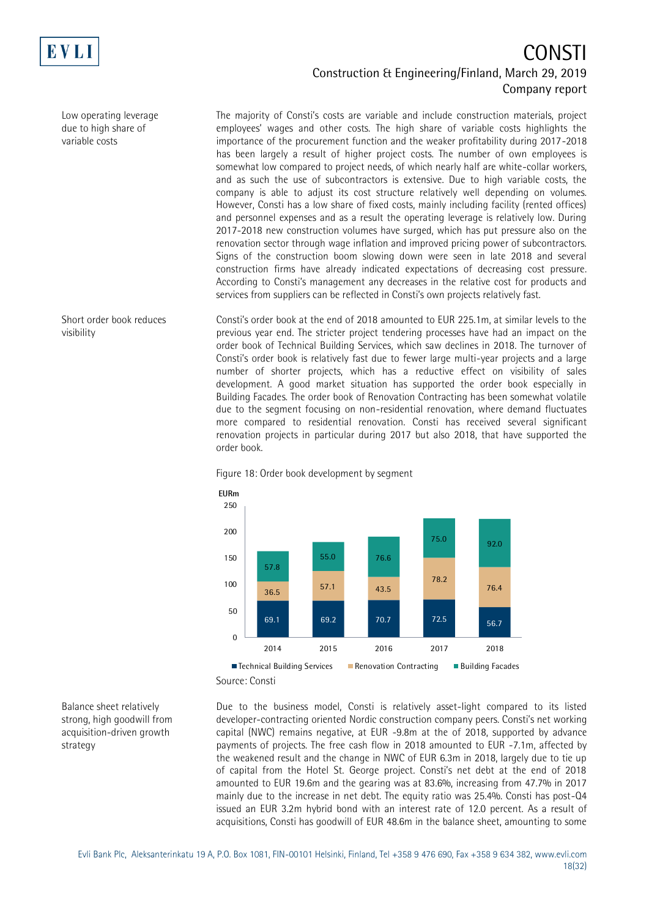**Low operating leverage due to high share of variable costs**

The majority of Consti's costs are variable and include construction materials, project employees' wages and other costs. The high share of variable costs highlights the importance of the procurement function and the weaker profitability during 2017-2018 has been largely a result of higher project costs. The number of own employees is somewhat low compared to project needs, of which nearly half are white-collar workers, and as such the use of subcontractors is extensive. Due to high variable costs, the company is able to adjust its cost structure relatively well depending on volumes. However, Consti has a low share of fixed costs, mainly including facility (rented offices) and personnel expenses and as a result the operating leverage is relatively low. During 2017-2018 new construction volumes have surged, which has put pressure also on the renovation sector through wage inflation and improved pricing power of subcontractors. Signs of the construction boom slowing down were seen in late 2018 and several construction firms have already indicated expectations of decreasing cost pressure. According to Consti's management any decreases in the relative cost for products and services from suppliers can be reflected in Consti's own projects relatively fast.

**Short order book reduces visibility**

Consti's order book at the end of 2018 amounted to EUR 225.1m, at similar levels to the previous year end. The stricter project tendering processes have had an impact on the order book of Technical Building Services, which saw declines in 2018. The turnover of Consti's order book is relatively fast due to fewer large multi-year projects and a large number of shorter projects, which has a reductive effect on visibility of sales development. A good market situation has supported the order book especially in Building Facades. The order book of Renovation Contracting has been somewhat volatile due to the segment focusing on non-residential renovation, where demand fluctuates more compared to residential renovation. Consti has received several significant renovation projects in particular during 2017 but also 2018, that have supported the order book.

Figure 18: Order book development by segment

| EURm | 2014 | 2015 | 2016 | 2017 | 2018 |
|---|---|---|---|---|---|
| Technical Building Services | 69.1 | 69.2 | 70.7 | 72.5 | 56.7 |
| Renovation Contracting | 36.5 | 57.1 | 43.5 | 78.2 | 76.4 |
| Building Facades | 57.8 | 55.0 | 76.6 | 75.0 | 92.0 |

Source: Consti

**Balance sheet relatively strong, high goodwill from acquisition-driven growth strategy**

Due to the business model, Consti is relatively asset-light compared to its listed developer-contracting oriented Nordic construction company peers. Consti's net working capital (NWC) remains negative, at EUR -9.8m at the of 2018, supported by advance payments of projects. The free cash flow in 2018 amounted to EUR -7.1m, affected by the weakened result and the change in NWC of EUR 6.3m in 2018, largely due to tie up of capital from the Hotel St. George project. Consti's net debt at the end of 2018 amounted to EUR 19.6m and the gearing was at 83.6%, increasing from 47.7% in 2017 mainly due to the increase in net debt. The equity ratio was 25.4%. Consti has post-Q4 issued an EUR 3.2m hybrid bond with an interest rate of 12.0 percent. As a result of acquisitions, Consti has goodwill of EUR 48.6m in the balance sheet, amounting to some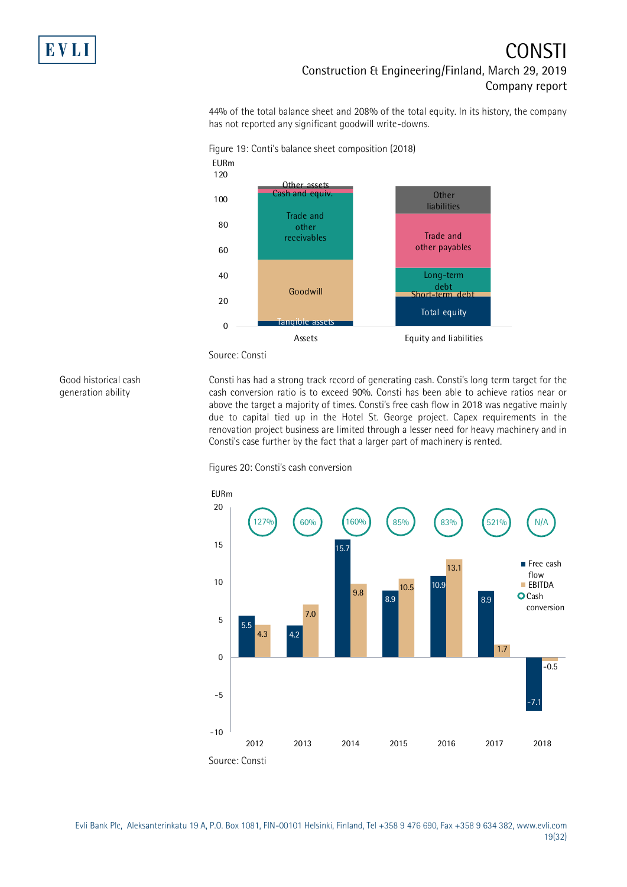44% of the total balance sheet and 208% of the total equity. In its history, the company has not reported any significant goodwill write-downs.

Figure 19: Conti's balance sheet composition (2018)

Source: Consti

**Good historical cash generation ability**

Consti has had a strong track record of generating cash. Consti's long term target for the cash conversion ratio is to exceed 90%. Consti has been able to achieve ratios near or above the target a majority of times. Consti's free cash flow in 2018 was negative mainly due to capital tied up in the Hotel St. George project. Capex requirements in the renovation project business are limited through a lesser need for heavy machinery and in Consti's case further by the fact that a larger part of machinery is rented.

Figures 20: Consti's cash conversion

| EURm | 2012 | 2013 | 2014 | 2015 | 2016 | 2017 | 2018 |
|---|---|---|---|---|---|---|---|
| Free cash flow | 5.5 | 4.2 | 15.7 | 8.9 | 10.9 | 8.9 | -7.1 |
| EBITDA | 4.3 | 7.0 | 9.8 | 10.5 | 13.1 | 1.7 | -0.5 |
| Cash conversion | 127% | 60% | 160% | 85% | 83% | 521% | N/A |

Source: Consti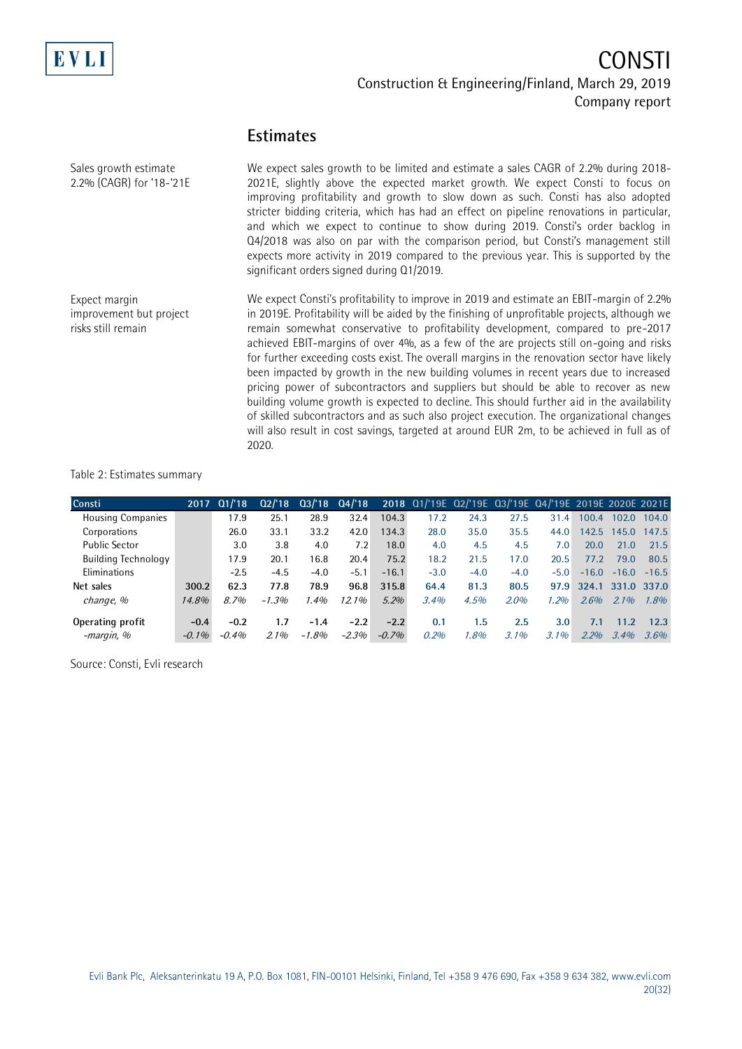## Estimates

**Sales growth estimate 2.2% (CAGR) for '18-'21E**

We expect sales growth to be limited and estimate a sales CAGR of 2.2% during 2018-2021E, slightly above the expected market growth. We expect Consti to focus on improving profitability and growth to slow down as such. Consti has also adopted stricter bidding criteria, which has had an effect on pipeline renovations in particular, and which we expect to continue to show during 2019. Consti's order backlog in Q4/2018 was also on par with the comparison period, but Consti's management still expects more activity in 2019 compared to the previous year. This is supported by the significant orders signed during Q1/2019.

**Expect margin improvement but project risks still remain**

We expect Consti's profitability to improve in 2019 and estimate an EBIT-margin of 2.2% in 2019E. Profitability will be aided by the finishing of unprofitable projects, although we remain somewhat conservative to profitability development, compared to pre-2017 achieved EBIT-margins of over 4%, as a few of the are projects still on-going and risks for further exceeding costs exist. The overall margins in the renovation sector have likely been impacted by growth in the new building volumes in recent years due to increased pricing power of subcontractors and suppliers but should be able to recover as new building volume growth is expected to decline. This should further aid in the availability of skilled subcontractors and as such also project execution. The organizational changes will also result in cost savings, targeted at around EUR 2m, to be achieved in full as of 2020.

Table 2: Estimates summary

| Consti | 2017 | Q1/'18 | Q2/'18 | Q3/'18 | Q4/'18 | 2018 | Q1/'19E | Q2/'19E | Q3/'19E | Q4/'19E | 2019E | 2020E | 2021E |
|---|---|---|---|---|---|---|---|---|---|---|---|---|---|
| Housing Companies | | 17.9 | 25.1 | 28.9 | 32.4 | 104.3 | 17.2 | 24.3 | 27.5 | 31.4 | 100.4 | 102.0 | 104.0 |
| Corporations | | 26.0 | 33.1 | 33.2 | 42.0 | 134.3 | 28.0 | 35.0 | 35.5 | 44.0 | 142.5 | 145.0 | 147.5 |
| Public Sector | | 3.0 | 3.8 | 4.0 | 7.2 | 18.0 | 4.0 | 4.5 | 4.5 | 7.0 | 20.0 | 21.0 | 21.5 |
| Building Technology | | 17.9 | 20.1 | 16.8 | 20.4 | 75.2 | 18.2 | 21.5 | 17.0 | 20.5 | 77.2 | 79.0 | 80.5 |
| Eliminations | | -2.5 | -4.5 | -4.0 | -5.1 | -16.1 | -3.0 | -4.0 | -4.0 | -5.0 | -16.0 | -16.0 | -16.5 |
| **Net sales** | **300.2** | **62.3** | **77.8** | **78.9** | **96.8** | **315.8** | **64.4** | **81.3** | **80.5** | **97.9** | **324.1** | **331.0** | **337.0** |
| *change, %* | *14.8%* | *8.7%* | *-1.3%* | *1.4%* | *12.1%* | *5.2%* | *3.4%* | *4.5%* | *2.0%* | *1.2%* | *2.6%* | *2.1%* | *1.8%* |
| **Operating profit** | **-0.4** | **-0.2** | **1.7** | **-1.4** | **-2.2** | **-2.2** | **0.1** | **1.5** | **2.5** | **3.0** | **7.1** | **11.2** | **12.3** |
| *-margin, %* | *-0.1%* | *-0.4%* | *2.1%* | *-1.8%* | *-2.3%* | *-0.7%* | *0.2%* | *1.8%* | *3.1%* | *3.1%* | *2.2%* | *3.4%* | *3.6%* |

Source: Consti, Evli research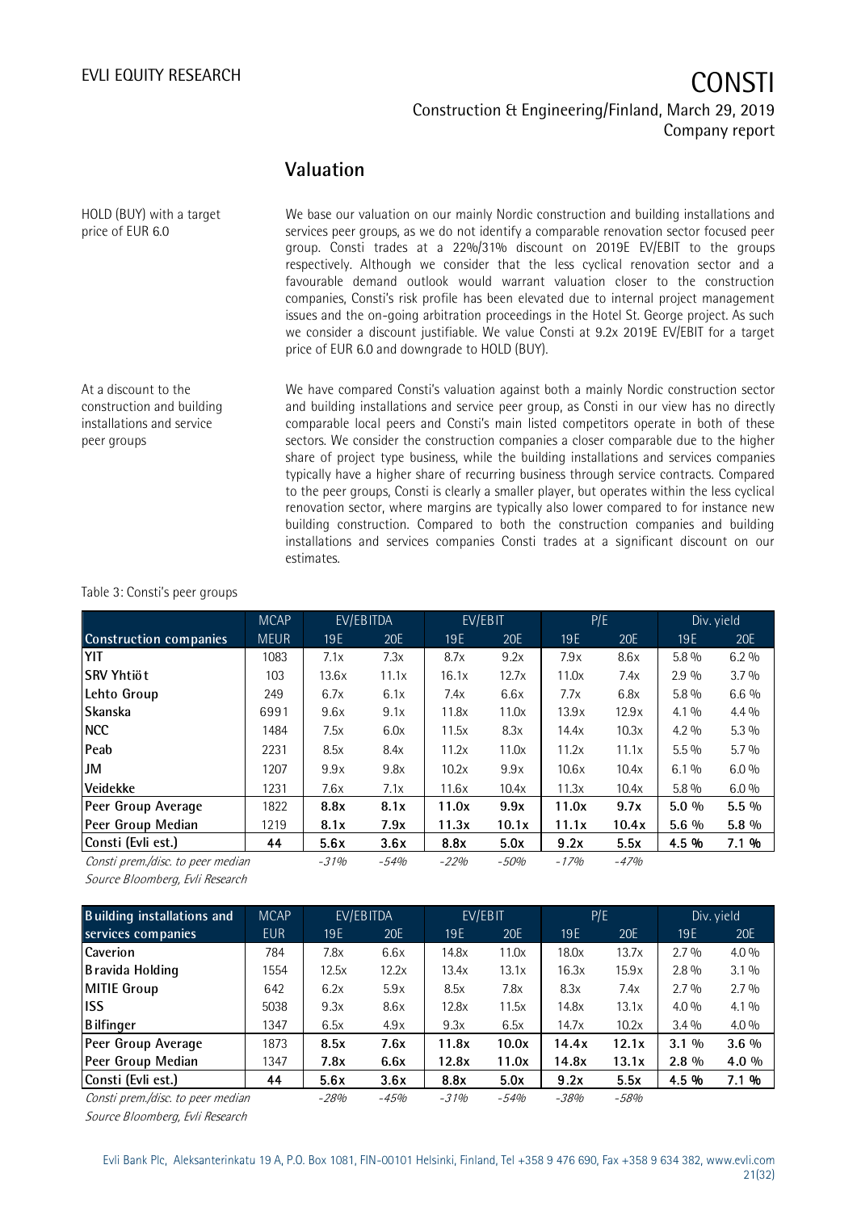## Valuation

HOLD (BUY) with a target price of EUR 6.0

We base our valuation on our mainly Nordic construction and building installations and services peer groups, as we do not identify a comparable renovation sector focused peer group. Consti trades at a 22%/31% discount on 2019E EV/EBIT to the groups respectively. Although we consider that the less cyclical renovation sector and a favourable demand outlook would warrant valuation closer to the construction companies, Consti's risk profile has been elevated due to internal project management issues and the on-going arbitration proceedings in the Hotel St. George project. As such we consider a discount justifiable. We value Consti at 9.2x 2019E EV/EBIT for a target price of EUR 6.0 and downgrade to HOLD (BUY).

At a discount to the construction and building installations and service peer groups

We have compared Consti's valuation against both a mainly Nordic construction sector and building installations and service peer group, as Consti in our view has no directly comparable local peers and Consti's main listed competitors operate in both of these sectors. We consider the construction companies a closer comparable due to the higher share of project type business, while the building installations and services companies typically have a higher share of recurring business through service contracts. Compared to the peer groups, Consti is clearly a smaller player, but operates within the less cyclical renovation sector, where margins are typically also lower compared to for instance new building construction. Compared to both the construction companies and building installations and services companies Consti trades at a significant discount on our estimates.

Table 3: Consti's peer groups

| | MCAP | EV/EBITDA | | EV/EBIT | | P/E | | Div. yield | |
|---|---|---|---|---|---|---|---|---|---|
| **Construction companies** | MEUR | 19E | 20E | 19E | 20E | 19E | 20E | 19E | 20E |
| **YIT** | 1083 | 7.1x | 7.3x | 8.7x | 9.2x | 7.9x | 8.6x | 5.8 % | 6.2 % |
| **SRV Yhtiöt** | 103 | 13.6x | 11.1x | 16.1x | 12.7x | 11.0x | 7.4x | 2.9 % | 3.7 % |
| **Lehto Group** | 249 | 6.7x | 6.1x | 7.4x | 6.6x | 7.7x | 6.8x | 5.8 % | 6.6 % |
| **Skanska** | 6991 | 9.6x | 9.1x | 11.8x | 11.0x | 13.9x | 12.9x | 4.1 % | 4.4 % |
| **NCC** | 1484 | 7.5x | 6.0x | 11.5x | 8.3x | 14.4x | 10.3x | 4.2 % | 5.3 % |
| **Peab** | 2231 | 8.5x | 8.4x | 11.2x | 11.0x | 11.2x | 11.1x | 5.5 % | 5.7 % |
| **JM** | 1207 | 9.9x | 9.8x | 10.2x | 9.9x | 10.6x | 10.4x | 6.1 % | 6.0 % |
| **Veidekke** | 1231 | 7.6x | 7.1x | 11.6x | 10.4x | 11.3x | 10.4x | 5.8 % | 6.0 % |
| **Peer Group Average** | 1822 | **8.8x** | **8.1x** | **11.0x** | **9.9x** | **11.0x** | **9.7x** | **5.0 %** | **5.5 %** |
| **Peer Group Median** | 1219 | **8.1x** | **7.9x** | **11.3x** | **10.1x** | **11.1x** | **10.4x** | **5.6 %** | **5.8 %** |
| **Consti (Evli est.)** | **44** | **5.6x** | **3.6x** | **8.8x** | **5.0x** | **9.2x** | **5.5x** | **4.5 %** | **7.1 %** |
| *Consti prem./disc. to peer median* | | *-31%* | *-54%* | *-22%* | *-50%* | *-17%* | *-47%* | | |

*Source Bloomberg, Evli Research*

| **Building installations and services companies** | MCAP | EV/EBITDA | | EV/EBIT | | P/E | | Div. yield | |
|---|---|---|---|---|---|---|---|---|---|
| | EUR | 19E | 20E | 19E | 20E | 19E | 20E | 19E | 20E |
| **Caverion** | 784 | 7.8x | 6.6x | 14.8x | 11.0x | 18.0x | 13.7x | 2.7 % | 4.0 % |
| **Bravida Holding** | 1554 | 12.5x | 12.2x | 13.4x | 13.1x | 16.3x | 15.9x | 2.8 % | 3.1 % |
| **MITIE Group** | 642 | 6.2x | 5.9x | 8.5x | 7.8x | 8.3x | 7.4x | 2.7 % | 2.7 % |
| **ISS** | 5038 | 9.3x | 8.6x | 12.8x | 11.5x | 14.8x | 13.1x | 4.0 % | 4.1 % |
| **Bilfinger** | 1347 | 6.5x | 4.9x | 9.3x | 6.5x | 14.7x | 10.2x | 3.4 % | 4.0 % |
| **Peer Group Average** | 1873 | **8.5x** | **7.6x** | **11.8x** | **10.0x** | **14.4x** | **12.1x** | **3.1 %** | **3.6 %** |
| **Peer Group Median** | 1347 | **7.8x** | **6.6x** | **12.8x** | **11.0x** | **14.8x** | **13.1x** | **2.8 %** | **4.0 %** |
| **Consti (Evli est.)** | **44** | **5.6x** | **3.6x** | **8.8x** | **5.0x** | **9.2x** | **5.5x** | **4.5 %** | **7.1 %** |
| *Consti prem./disc. to peer median* | | *-28%* | *-45%* | *-31%* | *-54%* | *-38%* | *-58%* | | |

*Source Bloomberg, Evli Research*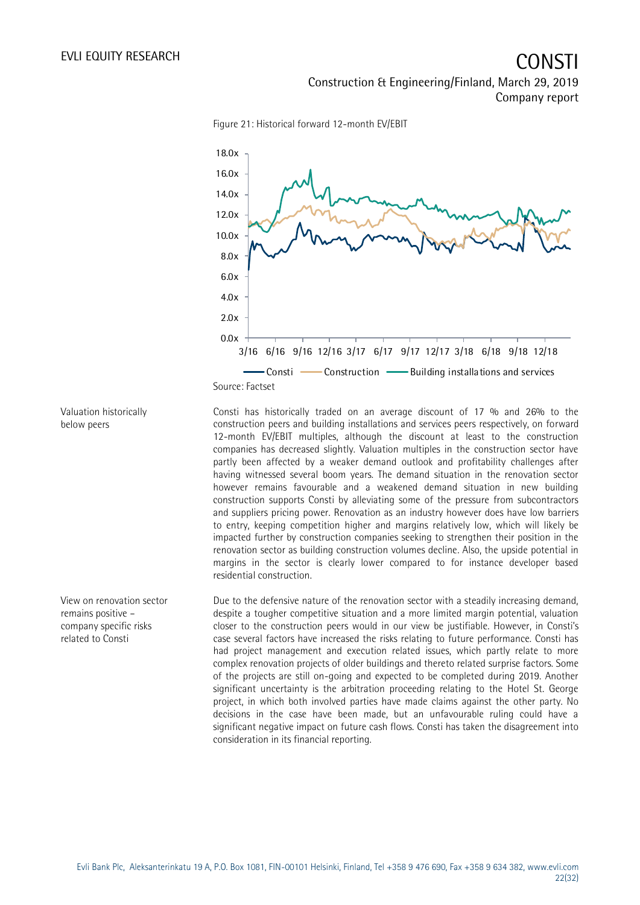Figure 21: Historical forward 12-month EV/EBIT

Source: Factset

**Valuation historically below peers**

Consti has historically traded on an average discount of 17 % and 26% to the construction peers and building installations and services peers respectively, on forward 12-month EV/EBIT multiples, although the discount at least to the construction companies has decreased slightly. Valuation multiples in the construction sector have partly been affected by a weaker demand outlook and profitability challenges after having witnessed several boom years. The demand situation in the renovation sector however remains favourable and a weakened demand situation in new building construction supports Consti by alleviating some of the pressure from subcontractors and suppliers pricing power. Renovation as an industry however does have low barriers to entry, keeping competition higher and margins relatively low, which will likely be impacted further by construction companies seeking to strengthen their position in the renovation sector as building construction volumes decline. Also, the upside potential in margins in the sector is clearly lower compared to for instance developer based residential construction.

**View on renovation sector remains positive – company specific risks related to Consti**

Due to the defensive nature of the renovation sector with a steadily increasing demand, despite a tougher competitive situation and a more limited margin potential, valuation closer to the construction peers would in our view be justifiable. However, in Consti's case several factors have increased the risks relating to future performance. Consti has had project management and execution related issues, which partly relate to more complex renovation projects of older buildings and thereto related surprise factors. Some of the projects are still on-going and expected to be completed during 2019. Another significant uncertainty is the arbitration proceeding relating to the Hotel St. George project, in which both involved parties have made claims against the other party. No decisions in the case have been made, but an unfavourable ruling could have a significant negative impact on future cash flows. Consti has taken the disagreement into consideration in its financial reporting.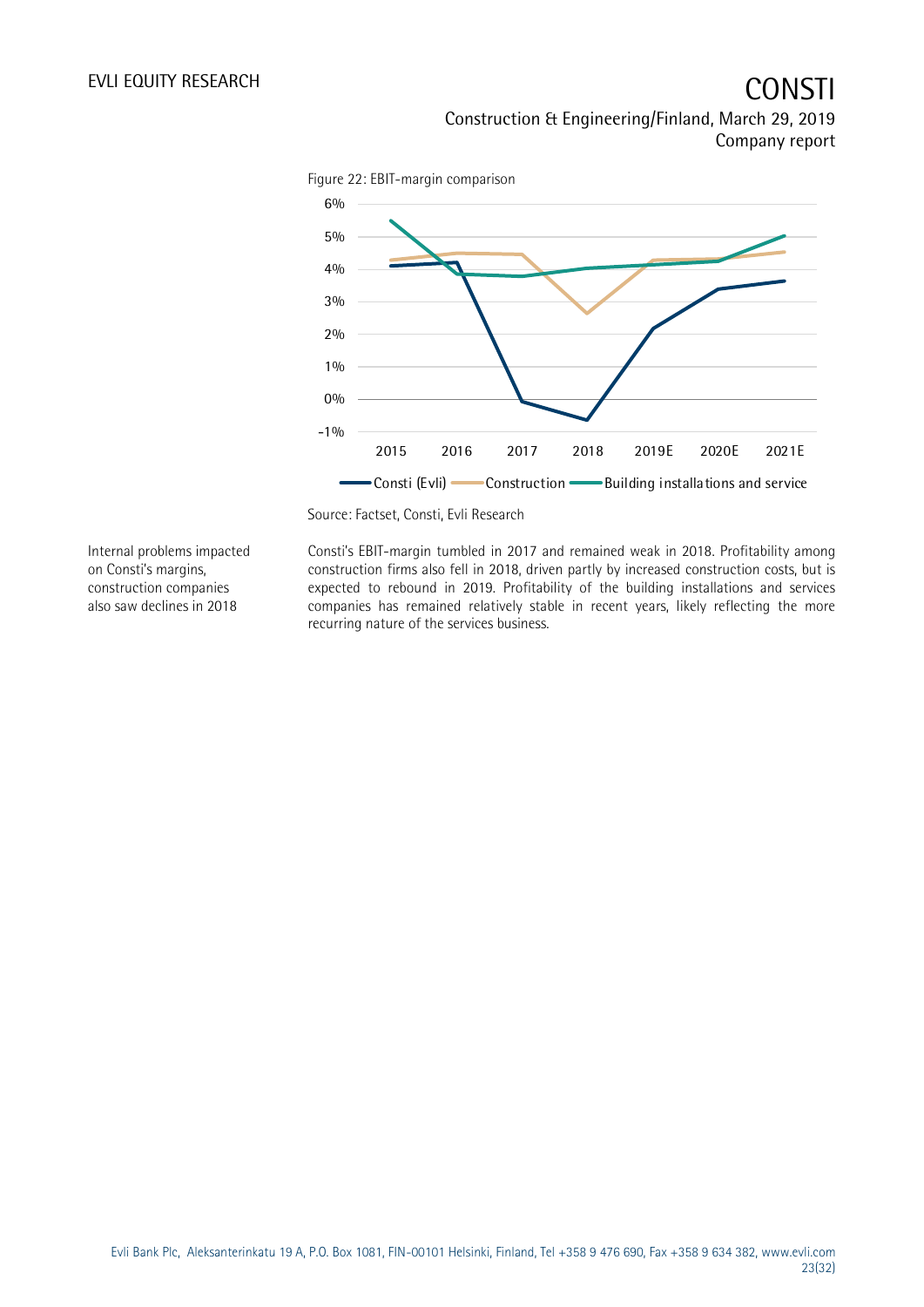Figure 22: EBIT-margin comparison

Source: Factset, Consti, Evli Research

Internal problems impacted on Consti's margins, construction companies also saw declines in 2018

Consti's EBIT-margin tumbled in 2017 and remained weak in 2018. Profitability among construction firms also fell in 2018, driven partly by increased construction costs, but is expected to rebound in 2019. Profitability of the building installations and services companies has remained relatively stable in recent years, likely reflecting the more recurring nature of the services business.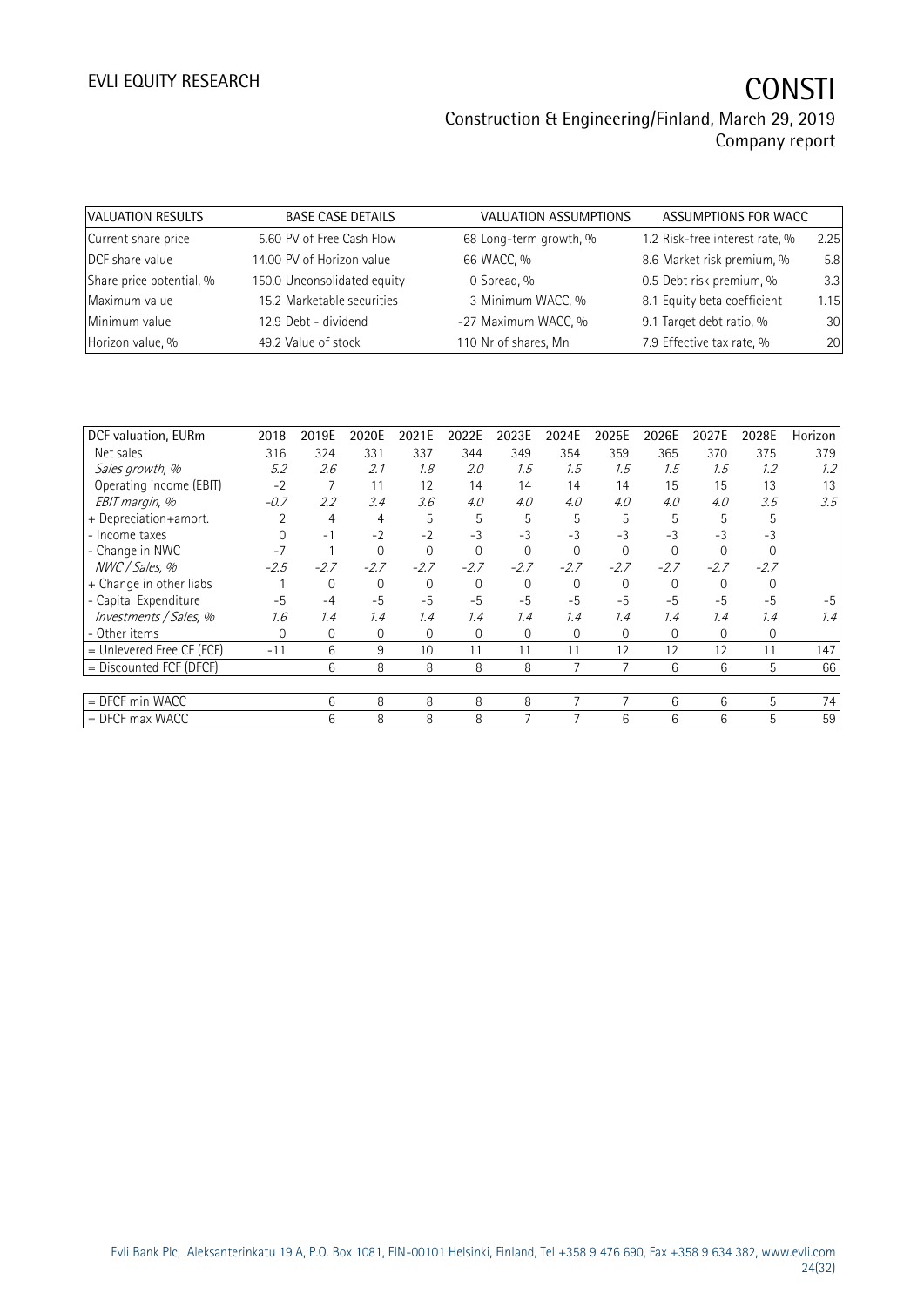# CONSTI

Construction & Engineering/Finland, March 29, 2019
Company report

| VALUATION RESULTS | | BASE CASE DETAILS | | VALUATION ASSUMPTIONS | | ASSUMPTIONS FOR WACC | |
|---|---|---|---|---|---|---|---|
| Current share price | 5.60 | PV of Free Cash Flow | 68 | Long-term growth, % | 1.2 | Risk-free interest rate, % | 2.25 |
| DCF share value | 14.00 | PV of Horizon value | 66 | WACC, % | 8.6 | Market risk premium, % | 5.8 |
| Share price potential, % | 150.0 | Unconsolidated equity | 0 | Spread, % | 0.5 | Debt risk premium, % | 3.3 |
| Maximum value | 15.2 | Marketable securities | 3 | Minimum WACC, % | 8.1 | Equity beta coefficient | 1.15 |
| Minimum value | 12.9 | Debt - dividend | -27 | Maximum WACC, % | 9.1 | Target debt ratio, % | 30 |
| Horizon value, % | 49.2 | Value of stock | 110 | Nr of shares, Mn | 7.9 | Effective tax rate, % | 20 |

| DCF valuation, EURm | 2018 | 2019E | 2020E | 2021E | 2022E | 2023E | 2024E | 2025E | 2026E | 2027E | 2028E | Horizon |
|---|---|---|---|---|---|---|---|---|---|---|---|---|
| Net sales | 316 | 324 | 331 | 337 | 344 | 349 | 354 | 359 | 365 | 370 | 375 | 379 |
| *Sales growth, %* | *5.2* | *2.6* | *2.1* | *1.8* | *2.0* | *1.5* | *1.5* | *1.5* | *1.5* | *1.5* | *1.2* | *1.2* |
| Operating income (EBIT) | -2 | 7 | 11 | 12 | 14 | 14 | 14 | 14 | 15 | 15 | 13 | 13 |
| *EBIT margin, %* | *-0.7* | *2.2* | *3.4* | *3.6* | *4.0* | *4.0* | *4.0* | *4.0* | *4.0* | *4.0* | *3.5* | *3.5* |
| + Depreciation+amort. | 2 | 4 | 4 | 5 | 5 | 5 | 5 | 5 | 5 | 5 | 5 | |
| - Income taxes | 0 | -1 | -2 | -2 | -3 | -3 | -3 | -3 | -3 | -3 | -3 | |
| - Change in NWC | -7 | 1 | 0 | 0 | 0 | 0 | 0 | 0 | 0 | 0 | 0 | |
| *NWC / Sales, %* | *-2.5* | *-2.7* | *-2.7* | *-2.7* | *-2.7* | *-2.7* | *-2.7* | *-2.7* | *-2.7* | *-2.7* | *-2.7* | |
| + Change in other liabs | 1 | 0 | 0 | 0 | 0 | 0 | 0 | 0 | 0 | 0 | 0 | |
| - Capital Expenditure | -5 | -4 | -5 | -5 | -5 | -5 | -5 | -5 | -5 | -5 | -5 | -5 |
| *Investments / Sales, %* | *1.6* | *1.4* | *1.4* | *1.4* | *1.4* | *1.4* | *1.4* | *1.4* | *1.4* | *1.4* | *1.4* | *1.4* |
| - Other items | 0 | 0 | 0 | 0 | 0 | 0 | 0 | 0 | 0 | 0 | 0 | |
| = Unlevered Free CF (FCF) | -11 | 6 | 9 | 10 | 11 | 11 | 11 | 12 | 12 | 12 | 11 | 147 |
| = Discounted FCF (DFCF) | | 6 | 8 | 8 | 8 | 8 | 7 | 7 | 6 | 6 | 5 | 66 |
| | | | | | | | | | | | | |
| = DFCF min WACC | | 6 | 8 | 8 | 8 | 8 | 7 | 7 | 6 | 6 | 5 | 74 |
| = DFCF max WACC | | 6 | 8 | 8 | 8 | 7 | 7 | 6 | 6 | 6 | 5 | 59 |

Evli Bank Plc, Aleksanterinkatu 19 A, P.O. Box 1081, FIN-00101 Helsinki, Finland, Tel +358 9 476 690, Fax +358 9 634 382, www.evli.com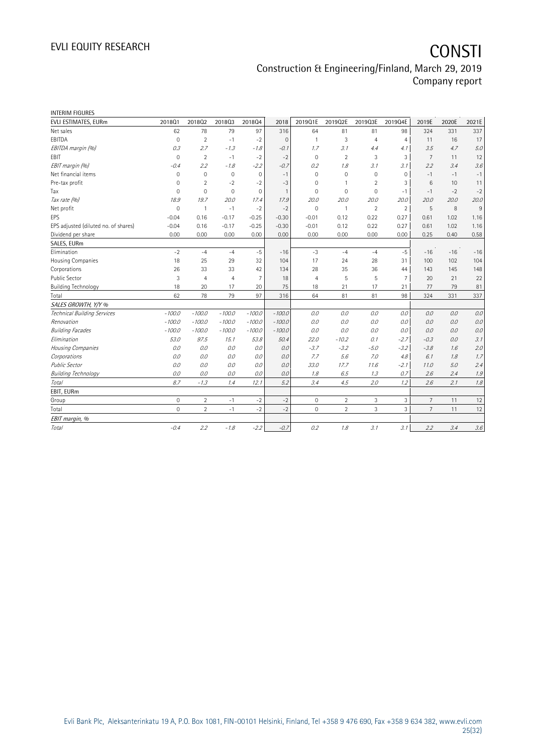INTERIM FIGURES

| EVLI ESTIMATES, EURm | 2018Q1 | 2018Q2 | 2018Q3 | 2018Q4 | 2018 | 2019Q1E | 2019Q2E | 2019Q3E | 2019Q4E | 2019E | 2020E | 2021E |
|---|---|---|---|---|---|---|---|---|---|---|---|---|
| Net sales | 62 | 78 | 79 | 97 | 316 | 64 | 81 | 81 | 98 | 324 | 331 | 337 |
| EBITDA | 0 | 2 | -1 | -2 | 0 | 1 | 3 | 4 | 4 | 11 | 16 | 17 |
| *EBITDA margin (%)* | *0.3* | *2.7* | *-1.3* | *-1.8* | *-0.1* | *1.7* | *3.1* | *4.4* | *4.1* | *3.5* | *4.7* | *5.0* |
| EBIT | 0 | 2 | -1 | -2 | -2 | 0 | 2 | 3 | 3 | 7 | 11 | 12 |
| *EBIT margin (%)* | *-0.4* | *2.2* | *-1.8* | *-2.2* | *-0.7* | *0.2* | *1.8* | *3.1* | *3.1* | *2.2* | *3.4* | *3.6* |
| Net financial items | 0 | 0 | 0 | 0 | -1 | 0 | 0 | 0 | 0 | -1 | -1 | -1 |
| Pre-tax profit | 0 | 2 | -2 | -2 | -3 | 0 | 1 | 2 | 3 | 6 | 10 | 11 |
| Tax | 0 | 0 | 0 | 0 | 1 | 0 | 0 | 0 | -1 | -1 | -2 | -2 |
| *Tax rate (%)* | *18.9* | *19.7* | *20.0* | *17.4* | *17.9* | *20.0* | *20.0* | *20.0* | *20.0* | *20.0* | *20.0* | *20.0* |
| Net profit | 0 | 1 | -1 | -2 | -2 | 0 | 1 | 2 | 2 | 5 | 8 | 9 |
| EPS | -0.04 | 0.16 | -0.17 | -0.25 | -0.30 | -0.01 | 0.12 | 0.22 | 0.27 | 0.61 | 1.02 | 1.16 |
| EPS adjusted (diluted no. of shares) | -0.04 | 0.16 | -0.17 | -0.25 | -0.30 | -0.01 | 0.12 | 0.22 | 0.27 | 0.61 | 1.02 | 1.16 |
| Dividend per share | 0.00 | 0.00 | 0.00 | 0.00 | 0.00 | 0.00 | 0.00 | 0.00 | 0.00 | 0.25 | 0.40 | 0.58 |
| SALES, EURm | | | | | | | | | | | | |
| Elimination | -2 | -4 | -4 | -5 | -16 | -3 | -4 | -4 | -5 | -16 | -16 | -16 |
| Housing Companies | 18 | 25 | 29 | 32 | 104 | 17 | 24 | 28 | 31 | 100 | 102 | 104 |
| Corporations | 26 | 33 | 33 | 42 | 134 | 28 | 35 | 36 | 44 | 143 | 145 | 148 |
| Public Sector | 3 | 4 | 4 | 7 | 18 | 4 | 5 | 5 | 7 | 20 | 21 | 22 |
| Building Technology | 18 | 20 | 17 | 20 | 75 | 18 | 21 | 17 | 21 | 77 | 79 | 81 |
| Total | 62 | 78 | 79 | 97 | 316 | 64 | 81 | 81 | 98 | 324 | 331 | 337 |
| *SALES GROWTH, Y/Y %* | | | | | | | | | | | | |
| *Technical Building Services* | *-100.0* | *-100.0* | *-100.0* | *-100.0* | *-100.0* | *0.0* | *0.0* | *0.0* | *0.0* | *0.0* | *0.0* | *0.0* |
| *Renovation* | *-100.0* | *-100.0* | *-100.0* | *-100.0* | *-100.0* | *0.0* | *0.0* | *0.0* | *0.0* | *0.0* | *0.0* | *0.0* |
| *Building Facades* | *-100.0* | *-100.0* | *-100.0* | *-100.0* | *-100.0* | *0.0* | *0.0* | *0.0* | *0.0* | *0.0* | *0.0* | *0.0* |
| *Elimination* | *53.0* | *97.5* | *15.1* | *53.8* | *50.4* | *22.0* | *-10.2* | *0.1* | *-2.7* | *-0.3* | *0.0* | *3.1* |
| *Housing Companies* | *0.0* | *0.0* | *0.0* | *0.0* | *0.0* | *-3.7* | *-3.2* | *-5.0* | *-3.2* | *-3.8* | *1.6* | *2.0* |
| *Corporations* | *0.0* | *0.0* | *0.0* | *0.0* | *0.0* | *7.7* | *5.6* | *7.0* | *4.8* | *6.1* | *1.8* | *1.7* |
| *Public Sector* | *0.0* | *0.0* | *0.0* | *0.0* | *0.0* | *33.0* | *17.7* | *11.6* | *-2.1* | *11.0* | *5.0* | *2.4* |
| *Building Technology* | *0.0* | *0.0* | *0.0* | *0.0* | *0.0* | *1.8* | *6.5* | *1.3* | *0.7* | *2.6* | *2.4* | *1.9* |
| *Total* | *8.7* | *-1.3* | *1.4* | *12.1* | *5.2* | *3.4* | *4.5* | *2.0* | *1.2* | *2.6* | *2.1* | *1.8* |
| EBIT, EURm | | | | | | | | | | | | |
| Group | 0 | 2 | -1 | -2 | -2 | 0 | 2 | 3 | 3 | 7 | 11 | 12 |
| Total | 0 | 2 | -1 | -2 | -2 | 0 | 2 | 3 | 3 | 7 | 11 | 12 |
| *EBIT margin, %* | | | | | | | | | | | | |
| *Total* | *-0.4* | *2.2* | *-1.8* | *-2.2* | *-0.7* | *0.2* | *1.8* | *3.1* | *3.1* | *2.2* | *3.4* | *3.6* |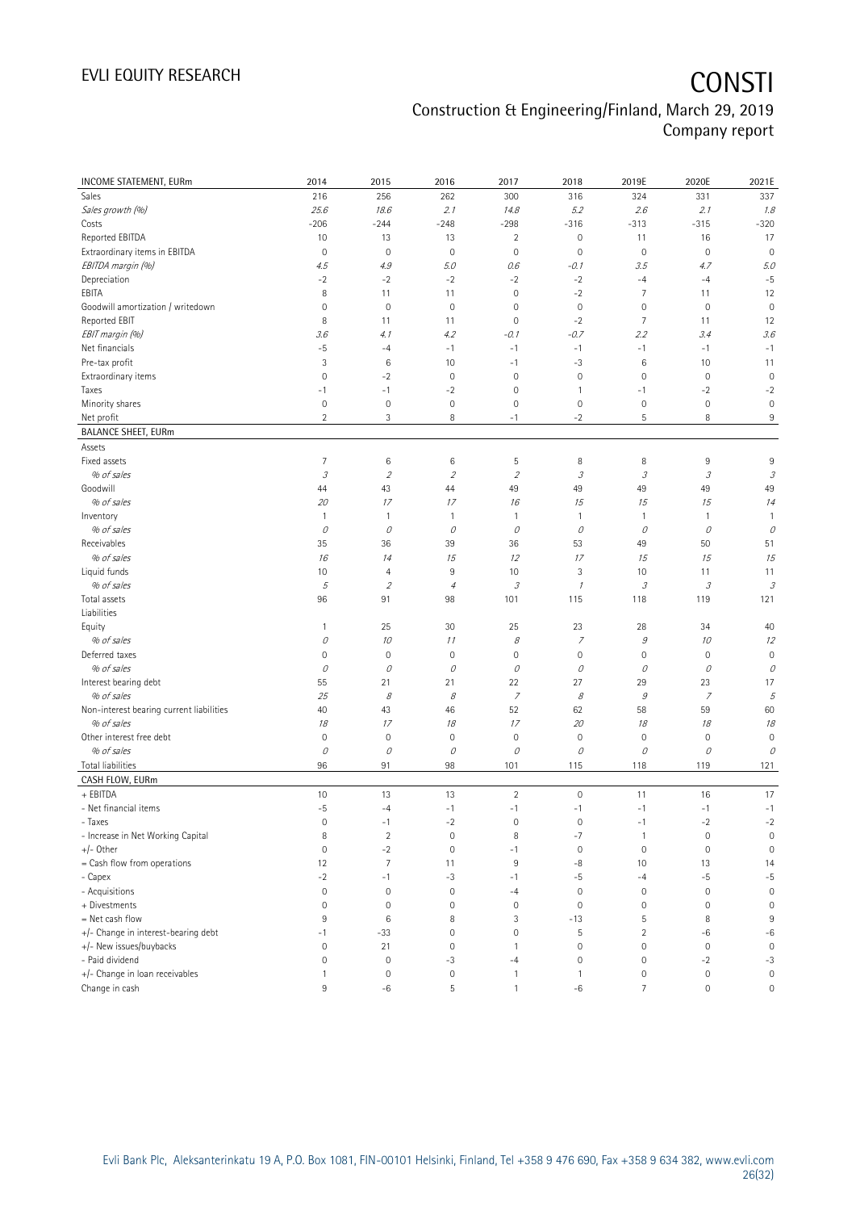| INCOME STATEMENT, EURm | 2014 | 2015 | 2016 | 2017 | 2018 | 2019E | 2020E | 2021E |
|---|---|---|---|---|---|---|---|---|
| Sales | 216 | 256 | 262 | 300 | 316 | 324 | 331 | 337 |
| *Sales growth (%)* | *25.6* | *18.6* | *2.1* | *14.8* | *5.2* | *2.6* | *2.1* | *1.8* |
| Costs | -206 | -244 | -248 | -298 | -316 | -313 | -315 | -320 |
| Reported EBITDA | 10 | 13 | 13 | 2 | 0 | 11 | 16 | 17 |
| Extraordinary items in EBITDA | 0 | 0 | 0 | 0 | 0 | 0 | 0 | 0 |
| *EBITDA margin (%)* | *4.5* | *4.9* | *5.0* | *0.6* | *-0.1* | *3.5* | *4.7* | *5.0* |
| Depreciation | -2 | -2 | -2 | -2 | -2 | -4 | -4 | -5 |
| EBITA | 8 | 11 | 11 | 0 | -2 | 7 | 11 | 12 |
| Goodwill amortization / writedown | 0 | 0 | 0 | 0 | 0 | 0 | 0 | 0 |
| Reported EBIT | 8 | 11 | 11 | 0 | -2 | 7 | 11 | 12 |
| *EBIT margin (%)* | *3.6* | *4.1* | *4.2* | *-0.1* | *-0.7* | *2.2* | *3.4* | *3.6* |
| Net financials | -5 | -4 | -1 | -1 | -1 | -1 | -1 | -1 |
| Pre-tax profit | 3 | 6 | 10 | -1 | -3 | 6 | 10 | 11 |
| Extraordinary items | 0 | -2 | 0 | 0 | 0 | 0 | 0 | 0 |
| Taxes | -1 | -1 | -2 | 0 | 1 | -1 | -2 | -2 |
| Minority shares | 0 | 0 | 0 | 0 | 0 | 0 | 0 | 0 |
| Net profit | 2 | 3 | 8 | -1 | -2 | 5 | 8 | 9 |
| **BALANCE SHEET, EURm** | | | | | | | | |
| Assets | | | | | | | | |
| Fixed assets | 7 | 6 | 6 | 5 | 8 | 8 | 9 | 9 |
| *% of sales* | *3* | *2* | *2* | *2* | *3* | *3* | *3* | *3* |
| Goodwill | 44 | 43 | 44 | 49 | 49 | 49 | 49 | 49 |
| *% of sales* | *20* | *17* | *17* | *16* | *15* | *15* | *15* | *14* |
| Inventory | 1 | 1 | 1 | 1 | 1 | 1 | 1 | 1 |
| *% of sales* | *0* | *0* | *0* | *0* | *0* | *0* | *0* | *0* |
| Receivables | 35 | 36 | 39 | 36 | 53 | 49 | 50 | 51 |
| *% of sales* | *16* | *14* | *15* | *12* | *17* | *15* | *15* | *15* |
| Liquid funds | 10 | 4 | 9 | 10 | 3 | 10 | 11 | 11 |
| *% of sales* | *5* | *2* | *4* | *3* | *1* | *3* | *3* | *3* |
| Total assets | 96 | 91 | 98 | 101 | 115 | 118 | 119 | 121 |
| Liabilities | | | | | | | | |
| Equity | 1 | 25 | 30 | 25 | 23 | 28 | 34 | 40 |
| *% of sales* | *0* | *10* | *11* | *8* | *7* | *9* | *10* | *12* |
| Deferred taxes | 0 | 0 | 0 | 0 | 0 | 0 | 0 | 0 |
| *% of sales* | *0* | *0* | *0* | *0* | *0* | *0* | *0* | *0* |
| Interest bearing debt | 55 | 21 | 21 | 22 | 27 | 29 | 23 | 17 |
| *% of sales* | *25* | *8* | *8* | *7* | *8* | *9* | *7* | *5* |
| Non-interest bearing current liabilities | 40 | 43 | 46 | 52 | 62 | 58 | 59 | 60 |
| *% of sales* | *18* | *17* | *18* | *17* | *20* | *18* | *18* | *18* |
| Other interest free debt | 0 | 0 | 0 | 0 | 0 | 0 | 0 | 0 |
| *% of sales* | *0* | *0* | *0* | *0* | *0* | *0* | *0* | *0* |
| Total liabilities | 96 | 91 | 98 | 101 | 115 | 118 | 119 | 121 |
| **CASH FLOW, EURm** | | | | | | | | |
| + EBITDA | 10 | 13 | 13 | 2 | 0 | 11 | 16 | 17 |
| - Net financial items | -5 | -4 | -1 | -1 | -1 | -1 | -1 | -1 |
| - Taxes | 0 | -1 | -2 | 0 | 0 | -1 | -2 | -2 |
| - Increase in Net Working Capital | 8 | 2 | 0 | 8 | -7 | 1 | 0 | 0 |
| +/- Other | 0 | -2 | 0 | -1 | 0 | 0 | 0 | 0 |
| = Cash flow from operations | 12 | 7 | 11 | 9 | -8 | 10 | 13 | 14 |
| - Capex | -2 | -1 | -3 | -1 | -5 | -4 | -5 | -5 |
| - Acquisitions | 0 | 0 | 0 | -4 | 0 | 0 | 0 | 0 |
| + Divestments | 0 | 0 | 0 | 0 | 0 | 0 | 0 | 0 |
| = Net cash flow | 9 | 6 | 8 | 3 | -13 | 5 | 8 | 9 |
| +/- Change in interest-bearing debt | -1 | -33 | 0 | 0 | 5 | 2 | -6 | -6 |
| +/- New issues/buybacks | 0 | 21 | 0 | 1 | 0 | 0 | 0 | 0 |
| - Paid dividend | 0 | 0 | -3 | -4 | 0 | 0 | -2 | -3 |
| +/- Change in loan receivables | 1 | 0 | 0 | 1 | 1 | 0 | 0 | 0 |
| Change in cash | 9 | -6 | 5 | 1 | -6 | 7 | 0 | 0 |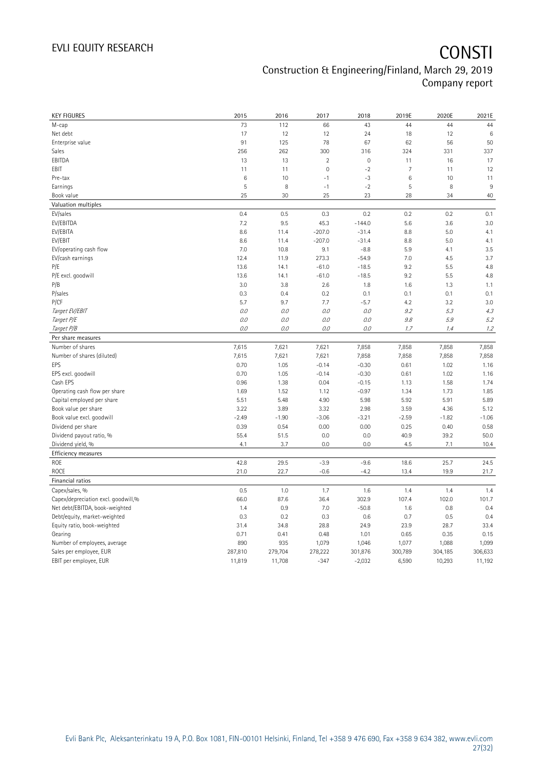| KEY FIGURES | 2015 | 2016 | 2017 | 2018 | 2019E | 2020E | 2021E |
|---|---|---|---|---|---|---|---|
| M-cap | 73 | 112 | 66 | 43 | 44 | 44 | 44 |
| Net debt | 17 | 12 | 12 | 24 | 18 | 12 | 6 |
| Enterprise value | 91 | 125 | 78 | 67 | 62 | 56 | 50 |
| Sales | 256 | 262 | 300 | 316 | 324 | 331 | 337 |
| EBITDA | 13 | 13 | 2 | 0 | 11 | 16 | 17 |
| EBIT | 11 | 11 | 0 | -2 | 7 | 11 | 12 |
| Pre-tax | 6 | 10 | -1 | -3 | 6 | 10 | 11 |
| Earnings | 5 | 8 | -1 | -2 | 5 | 8 | 9 |
| Book value | 25 | 30 | 25 | 23 | 28 | 34 | 40 |
| **Valuation multiples** | | | | | | | |
| EV/sales | 0.4 | 0.5 | 0.3 | 0.2 | 0.2 | 0.2 | 0.1 |
| EV/EBITDA | 7.2 | 9.5 | 45.3 | -144.0 | 5.6 | 3.6 | 3.0 |
| EV/EBITA | 8.6 | 11.4 | -207.0 | -31.4 | 8.8 | 5.0 | 4.1 |
| EV/EBIT | 8.6 | 11.4 | -207.0 | -31.4 | 8.8 | 5.0 | 4.1 |
| EV/operating cash flow | 7.0 | 10.8 | 9.1 | -8.8 | 5.9 | 4.1 | 3.5 |
| EV/cash earnings | 12.4 | 11.9 | 273.3 | -54.9 | 7.0 | 4.5 | 3.7 |
| P/E | 13.6 | 14.1 | -61.0 | -18.5 | 9.2 | 5.5 | 4.8 |
| P/E excl. goodwill | 13.6 | 14.1 | -61.0 | -18.5 | 9.2 | 5.5 | 4.8 |
| P/B | 3.0 | 3.8 | 2.6 | 1.8 | 1.6 | 1.3 | 1.1 |
| P/sales | 0.3 | 0.4 | 0.2 | 0.1 | 0.1 | 0.1 | 0.1 |
| P/CF | 5.7 | 9.7 | 7.7 | -5.7 | 4.2 | 3.2 | 3.0 |
| *Target EV/EBIT* | *0.0* | *0.0* | *0.0* | *0.0* | *9.2* | *5.3* | *4.3* |
| *Target P/E* | *0.0* | *0.0* | *0.0* | *0.0* | *9.8* | *5.9* | *5.2* |
| *Target P/B* | *0.0* | *0.0* | *0.0* | *0.0* | *1.7* | *1.4* | *1.2* |
| **Per share measures** | | | | | | | |
| Number of shares | 7,615 | 7,621 | 7,621 | 7,858 | 7,858 | 7,858 | 7,858 |
| Number of shares (diluted) | 7,615 | 7,621 | 7,621 | 7,858 | 7,858 | 7,858 | 7,858 |
| EPS | 0.70 | 1.05 | -0.14 | -0.30 | 0.61 | 1.02 | 1.16 |
| EPS excl. goodwill | 0.70 | 1.05 | -0.14 | -0.30 | 0.61 | 1.02 | 1.16 |
| Cash EPS | 0.96 | 1.38 | 0.04 | -0.15 | 1.13 | 1.58 | 1.74 |
| Operating cash flow per share | 1.69 | 1.52 | 1.12 | -0.97 | 1.34 | 1.73 | 1.85 |
| Capital employed per share | 5.51 | 5.48 | 4.90 | 5.98 | 5.92 | 5.91 | 5.89 |
| Book value per share | 3.22 | 3.89 | 3.32 | 2.98 | 3.59 | 4.36 | 5.12 |
| Book value excl. goodwill | -2.49 | -1.90 | -3.06 | -3.21 | -2.59 | -1.82 | -1.06 |
| Dividend per share | 0.39 | 0.54 | 0.00 | 0.00 | 0.25 | 0.40 | 0.58 |
| Dividend payout ratio, % | 55.4 | 51.5 | 0.0 | 0.0 | 40.9 | 39.2 | 50.0 |
| Dividend yield, % | 4.1 | 3.7 | 0.0 | 0.0 | 4.5 | 7.1 | 10.4 |
| **Efficiency measures** | | | | | | | |
| ROE | 42.8 | 29.5 | -3.9 | -9.6 | 18.6 | 25.7 | 24.5 |
| ROCE | 21.0 | 22.7 | -0.6 | -4.2 | 13.4 | 19.9 | 21.7 |
| **Financial ratios** | | | | | | | |
| Capex/sales, % | 0.5 | 1.0 | 1.7 | 1.6 | 1.4 | 1.4 | 1.4 |
| Capex/depreciation excl. goodwill,% | 66.0 | 87.6 | 36.4 | 302.9 | 107.4 | 102.0 | 101.7 |
| Net debt/EBITDA, book-weighted | 1.4 | 0.9 | 7.0 | -50.8 | 1.6 | 0.8 | 0.4 |
| Debt/equity, market-weighted | 0.3 | 0.2 | 0.3 | 0.6 | 0.7 | 0.5 | 0.4 |
| Equity ratio, book-weighted | 31.4 | 34.8 | 28.8 | 24.9 | 23.9 | 28.7 | 33.4 |
| Gearing | 0.71 | 0.41 | 0.48 | 1.01 | 0.65 | 0.35 | 0.15 |
| Number of employees, average | 890 | 935 | 1,079 | 1,046 | 1,077 | 1,088 | 1,099 |
| Sales per employee, EUR | 287,810 | 279,704 | 278,222 | 301,876 | 300,789 | 304,185 | 306,633 |
| EBIT per employee, EUR | 11,819 | 11,708 | -347 | -2,032 | 6,590 | 10,293 | 11,192 |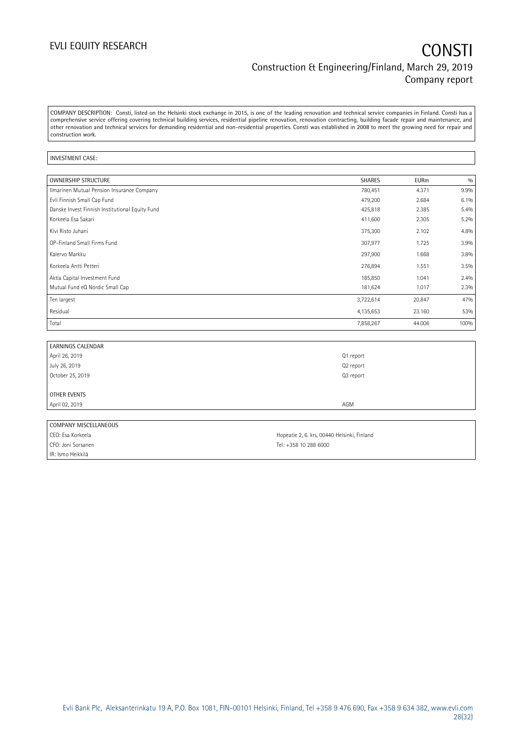COMPANY DESCRIPTION: Consti, listed on the Helsinki stock exchange in 2015, is one of the leading renovation and technical service companies in Finland. Consti has a comprehensive service offering covering technical building services, residential pipeline renovation, renovation contracting, building facade repair and maintenance, and other renovation and technical services for demanding residential and non-residential properties. Consti was established in 2008 to meet the growing need for repair and construction work.

INVESTMENT CASE:

| OWNERSHIP STRUCTURE | SHARES | EURm | % |
|---|---|---|---|
| Ilmarinen Mutual Pension Insurance Company | 780,451 | 4.371 | 9.9% |
| Evli Finnish Small Cap Fund | 479,200 | 2.684 | 6.1% |
| Danske Invest Finnish Institutional Equity Fund | 425,818 | 2.385 | 5.4% |
| Korkeela Esa Sakari | 411,600 | 2.305 | 5.2% |
| Kivi Risto Juhani | 375,300 | 2.102 | 4.8% |
| OP-Finland Small Firms Fund | 307,977 | 1.725 | 3.9% |
| Kalervo Markku | 297,900 | 1.668 | 3.8% |
| Korkeela Antti Petteri | 276,894 | 1.551 | 3.5% |
| Aktia Capital Investment Fund | 185,850 | 1.041 | 2.4% |
| Mutual Fund eQ Nordic Small Cap | 181,624 | 1.017 | 2.3% |
| Ten largest | 3,722,614 | 20.847 | 47% |
| Residual | 4,135,653 | 23.160 | 53% |
| Total | 7,858,267 | 44.006 | 100% |

| EARNINGS CALENDAR | |
|---|---|
| April 26, 2019 | Q1 report |
| July 26, 2019 | Q2 report |
| October 25, 2019 | Q3 report |
| | |
| OTHER EVENTS | |
| April 02, 2019 | AGM |

| COMPANY MISCELLANEOUS | |
|---|---|
| CEO: Esa Korkeela | Hopeatie 2, 6. krs, 00440 Helsinki, Finland |
| CFO: Joni Sorsanen | Tel: +358 10 288 6000 |
| IR: Ismo Heikkilä | |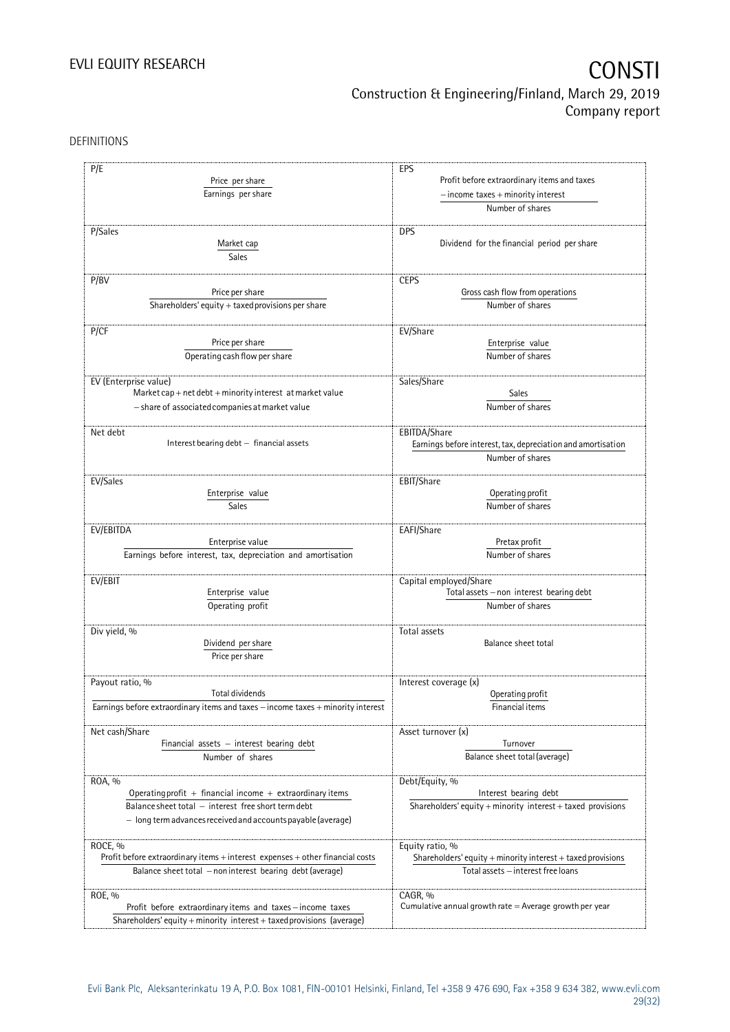DEFINITIONS

| | |
|---|---|
| **P/E**<br>$\dfrac{\text{Price per share}}{\text{Earnings per share}}$ | **EPS**<br>$\dfrac{\text{Profit before extraordinary items and taxes} - \text{income taxes} + \text{minority interest}}{\text{Number of shares}}$ |
| **P/Sales**<br>$\dfrac{\text{Market cap}}{\text{Sales}}$ | **DPS**<br>Dividend for the financial period per share |
| **P/BV**<br>$\dfrac{\text{Price per share}}{\text{Shareholders' equity} + \text{taxed provisions per share}}$ | **CEPS**<br>$\dfrac{\text{Gross cash flow from operations}}{\text{Number of shares}}$ |
| **P/CF**<br>$\dfrac{\text{Price per share}}{\text{Operating cash flow per share}}$ | **EV/Share**<br>$\dfrac{\text{Enterprise value}}{\text{Number of shares}}$ |
| **EV (Enterprise value)**<br>Market cap + net debt + minority interest at market value − share of associated companies at market value | **Sales/Share**<br>$\dfrac{\text{Sales}}{\text{Number of shares}}$ |
| **Net debt**<br>Interest bearing debt − financial assets | **EBITDA/Share**<br>$\dfrac{\text{Earnings before interest, tax, depreciation and amortisation}}{\text{Number of shares}}$ |
| **EV/Sales**<br>$\dfrac{\text{Enterprise value}}{\text{Sales}}$ | **EBIT/Share**<br>$\dfrac{\text{Operating profit}}{\text{Number of shares}}$ |
| **EV/EBITDA**<br>$\dfrac{\text{Enterprise value}}{\text{Earnings before interest, tax, depreciation and amortisation}}$ | **EAFI/Share**<br>$\dfrac{\text{Pretax profit}}{\text{Number of shares}}$ |
| **EV/EBIT**<br>$\dfrac{\text{Enterprise value}}{\text{Operating profit}}$ | **Capital employed/Share**<br>$\dfrac{\text{Total assets} - \text{non interest bearing debt}}{\text{Number of shares}}$ |
| **Div yield, %**<br>$\dfrac{\text{Dividend per share}}{\text{Price per share}}$ | **Total assets**<br>Balance sheet total |
| **Payout ratio, %**<br>$\dfrac{\text{Total dividends}}{\text{Earnings before extraordinary items and taxes} - \text{income taxes} + \text{minority interest}}$ | **Interest coverage (x)**<br>$\dfrac{\text{Operating profit}}{\text{Financial items}}$ |
| **Net cash/Share**<br>$\dfrac{\text{Financial assets} - \text{interest bearing debt}}{\text{Number of shares}}$ | **Asset turnover (x)**<br>$\dfrac{\text{Turnover}}{\text{Balance sheet total (average)}}$ |
| **ROA, %**<br>$\dfrac{\text{Operating profit} + \text{financial income} + \text{extraordinary items}}{\text{Balance sheet total} - \text{interest free short term debt} - \text{long term advances received and accounts payable (average)}}$ | **Debt/Equity, %**<br>$\dfrac{\text{Interest bearing debt}}{\text{Shareholders' equity} + \text{minority interest} + \text{taxed provisions}}$ |
| **ROCE, %**<br>$\dfrac{\text{Profit before extraordinary items} + \text{interest expenses} + \text{other financial costs}}{\text{Balance sheet total} - \text{non interest bearing debt (average)}}$ | **Equity ratio, %**<br>$\dfrac{\text{Shareholders' equity} + \text{minority interest} + \text{taxed provisions}}{\text{Total assets} - \text{interest free loans}}$ |
| **ROE, %**<br>$\dfrac{\text{Profit before extraordinary items and taxes} - \text{income taxes}}{\text{Shareholders' equity} + \text{minority interest} + \text{taxed provisions (average)}}$ | **CAGR, %**<br>Cumulative annual growth rate = Average growth per year |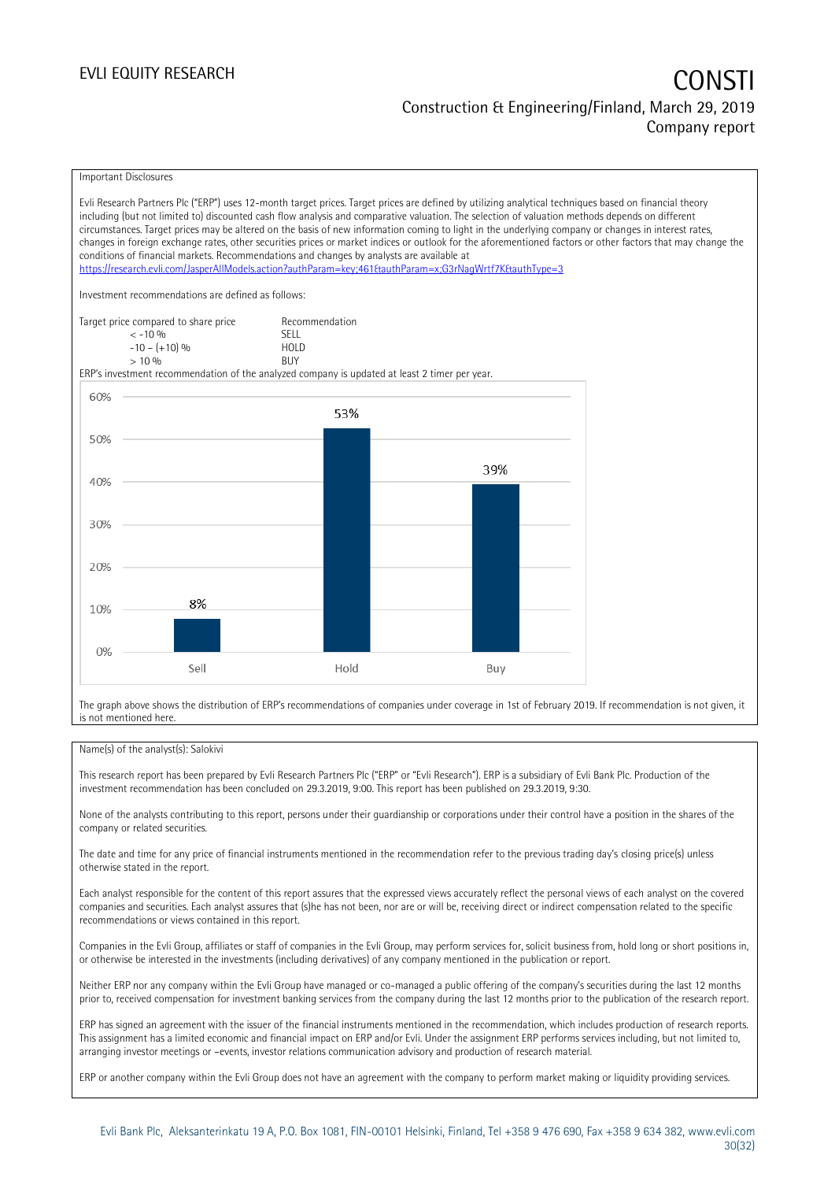Important Disclosures

Evli Research Partners Plc ("ERP") uses 12-month target prices. Target prices are defined by utilizing analytical techniques based on financial theory including (but not limited to) discounted cash flow analysis and comparative valuation. The selection of valuation methods depends on different circumstances. Target prices may be altered on the basis of new information coming to light in the underlying company or changes in interest rates, changes in foreign exchange rates, other securities prices or market indices or outlook for the aforementioned factors or other factors that may change the conditions of financial markets. Recommendations and changes by analysts are available at https://research.evli.com/JasperAllModels.action?authParam=key;461&authParam=x;G3rNagWrtf7K&authType=3

Investment recommendations are defined as follows:

| Target price compared to share price | Recommendation |
|---|---|
| < -10 % | SELL |
| -10 – (+10) % | HOLD |
| > 10 % | BUY |

ERP's investment recommendation of the analyzed company is updated at least 2 timer per year.

| | Sell | Hold | Buy |
|---|---|---|---|
| Share of recommendations | 8% | 53% | 39% |

The graph above shows the distribution of ERP's recommendations of companies under coverage in 1st of February 2019. If recommendation is not given, it is not mentioned here.

Name(s) of the analyst(s): Salokivi

This research report has been prepared by Evli Research Partners Plc ("ERP" or "Evli Research"). ERP is a subsidiary of Evli Bank Plc. Production of the investment recommendation has been concluded on 29.3.2019, 9:00. This report has been published on 29.3.2019, 9:30.

None of the analysts contributing to this report, persons under their guardianship or corporations under their control have a position in the shares of the company or related securities.

The date and time for any price of financial instruments mentioned in the recommendation refer to the previous trading day's closing price(s) unless otherwise stated in the report.

Each analyst responsible for the content of this report assures that the expressed views accurately reflect the personal views of each analyst on the covered companies and securities. Each analyst assures that (s)he has not been, nor are or will be, receiving direct or indirect compensation related to the specific recommendations or views contained in this report.

Companies in the Evli Group, affiliates or staff of companies in the Evli Group, may perform services for, solicit business from, hold long or short positions in, or otherwise be interested in the investments (including derivatives) of any company mentioned in the publication or report.

Neither ERP nor any company within the Evli Group have managed or co-managed a public offering of the company's securities during the last 12 months prior to, received compensation for investment banking services from the company during the last 12 months prior to the publication of the research report.

ERP has signed an agreement with the issuer of the financial instruments mentioned in the recommendation, which includes production of research reports. This assignment has a limited economic and financial impact on ERP and/or Evli. Under the assignment ERP performs services including, but not limited to, arranging investor meetings or –events, investor relations communication advisory and production of research material.

ERP or another company within the Evli Group does not have an agreement with the company to perform market making or liquidity providing services.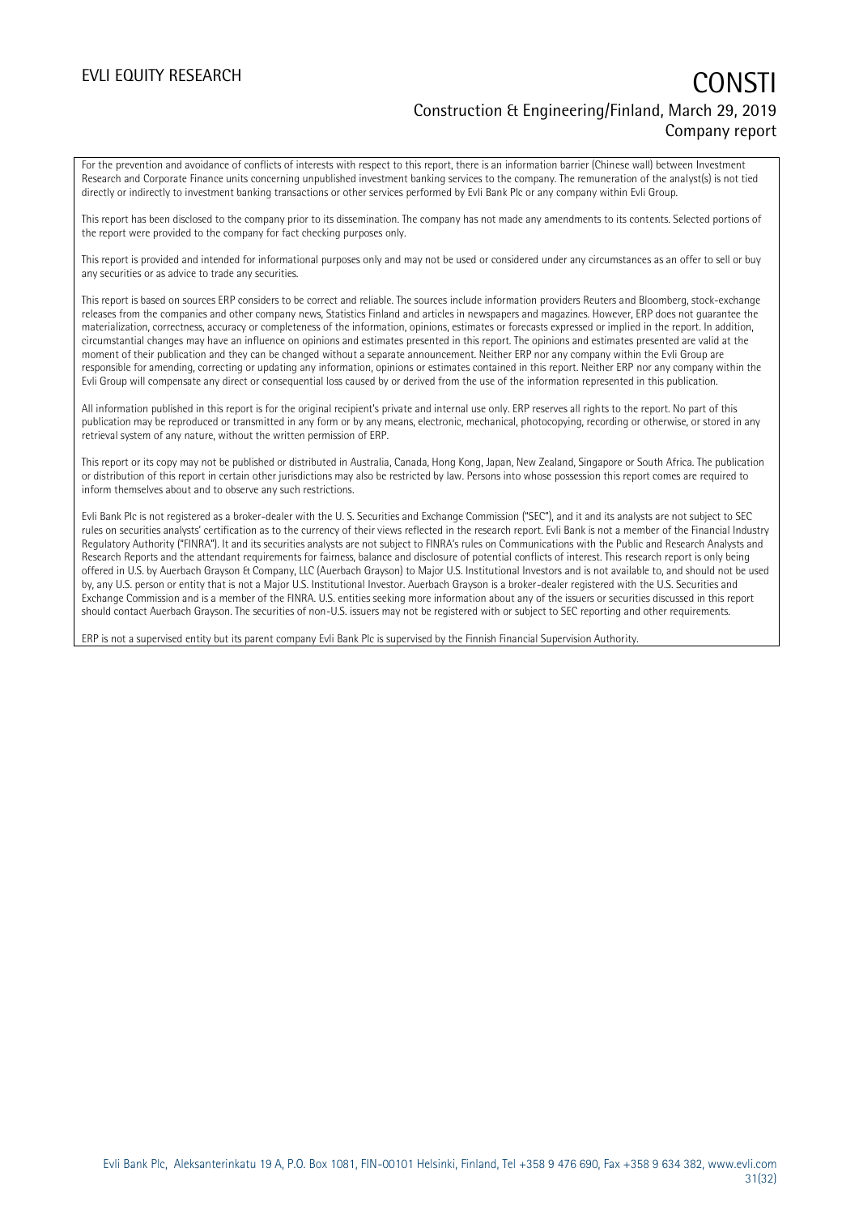For the prevention and avoidance of conflicts of interests with respect to this report, there is an information barrier (Chinese wall) between Investment Research and Corporate Finance units concerning unpublished investment banking services to the company. The remuneration of the analyst(s) is not tied directly or indirectly to investment banking transactions or other services performed by Evli Bank Plc or any company within Evli Group.

This report has been disclosed to the company prior to its dissemination. The company has not made any amendments to its contents. Selected portions of the report were provided to the company for fact checking purposes only.

This report is provided and intended for informational purposes only and may not be used or considered under any circumstances as an offer to sell or buy any securities or as advice to trade any securities.

This report is based on sources ERP considers to be correct and reliable. The sources include information providers Reuters and Bloomberg, stock-exchange releases from the companies and other company news, Statistics Finland and articles in newspapers and magazines. However, ERP does not guarantee the materialization, correctness, accuracy or completeness of the information, opinions, estimates or forecasts expressed or implied in the report. In addition, circumstantial changes may have an influence on opinions and estimates presented in this report. The opinions and estimates presented are valid at the moment of their publication and they can be changed without a separate announcement. Neither ERP nor any company within the Evli Group are responsible for amending, correcting or updating any information, opinions or estimates contained in this report. Neither ERP nor any company within the Evli Group will compensate any direct or consequential loss caused by or derived from the use of the information represented in this publication.

All information published in this report is for the original recipient's private and internal use only. ERP reserves all rights to the report. No part of this publication may be reproduced or transmitted in any form or by any means, electronic, mechanical, photocopying, recording or otherwise, or stored in any retrieval system of any nature, without the written permission of ERP.

This report or its copy may not be published or distributed in Australia, Canada, Hong Kong, Japan, New Zealand, Singapore or South Africa. The publication or distribution of this report in certain other jurisdictions may also be restricted by law. Persons into whose possession this report comes are required to inform themselves about and to observe any such restrictions.

Evli Bank Plc is not registered as a broker-dealer with the U. S. Securities and Exchange Commission ("SEC"), and it and its analysts are not subject to SEC rules on securities analysts' certification as to the currency of their views reflected in the research report. Evli Bank is not a member of the Financial Industry Regulatory Authority ("FINRA"). It and its securities analysts are not subject to FINRA's rules on Communications with the Public and Research Analysts and Research Reports and the attendant requirements for fairness, balance and disclosure of potential conflicts of interest. This research report is only being offered in U.S. by Auerbach Grayson & Company, LLC (Auerbach Grayson) to Major U.S. Institutional Investors and is not available to, and should not be used by, any U.S. person or entity that is not a Major U.S. Institutional Investor. Auerbach Grayson is a broker-dealer registered with the U.S. Securities and Exchange Commission and is a member of the FINRA. U.S. entities seeking more information about any of the issuers or securities discussed in this report should contact Auerbach Grayson. The securities of non-U.S. issuers may not be registered with or subject to SEC reporting and other requirements.

ERP is not a supervised entity but its parent company Evli Bank Plc is supervised by the Finnish Financial Supervision Authority.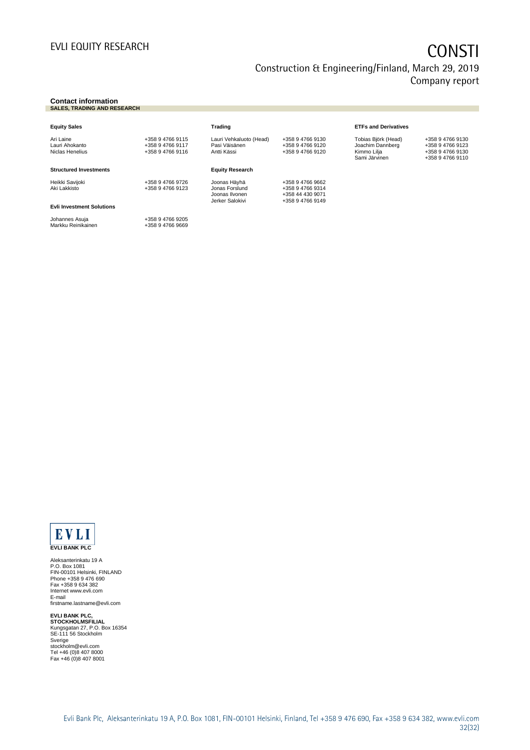## Contact information

**SALES, TRADING AND RESEARCH**

**Equity Sales**

| | |
|---|---|
| Ari Laine | +358 9 4766 9115 |
| Lauri Ahokanto | +358 9 4766 9117 |
| Niclas Henelius | +358 9 4766 9116 |

**Structured Investments**

| | |
|---|---|
| Heikki Savijoki | +358 9 4766 9726 |
| Aki Lakkisto | +358 9 4766 9123 |

**Evli Investment Solutions**

| | |
|---|---|
| Johannes Asuja | +358 9 4766 9205 |
| Markku Reinikainen | +358 9 4766 9669 |

**Trading**

| | |
|---|---|
| Lauri Vehkaluoto (Head) | +358 9 4766 9130 |
| Pasi Väisänen | +358 9 4766 9120 |
| Antti Kässi | +358 9 4766 9120 |

**Equity Research**

| | |
|---|---|
| Joonas Häyhä | +358 9 4766 9662 |
| Jonas Forslund | +358 9 4766 9314 |
| Joonas Ilvonen | +358 44 430 9071 |
| Jerker Salokivi | +358 9 4766 9149 |

**ETFs and Derivatives**

| | |
|---|---|
| Tobias Björk (Head) | +358 9 4766 9130 |
| Joachim Dannberg | +358 9 4766 9123 |
| Kimmo Lilja | +358 9 4766 9130 |
| Sami Järvinen | +358 9 4766 9110 |

**EVLI BANK PLC**

Aleksanterinkatu 19 A
P.O. Box 1081
FIN-00101 Helsinki, FINLAND
Phone +358 9 476 690
Fax +358 9 634 382
Internet www.evli.com
E-mail
firstname.lastname@evli.com

**EVLI BANK PLC, STOCKHOLMSFILIAL**
Kungsgatan 27, P.O. Box 16354
SE-111 56 Stockholm
Sverige
stockholm@evli.com
Tel +46 (0)8 407 8000
Fax +46 (0)8 407 8001